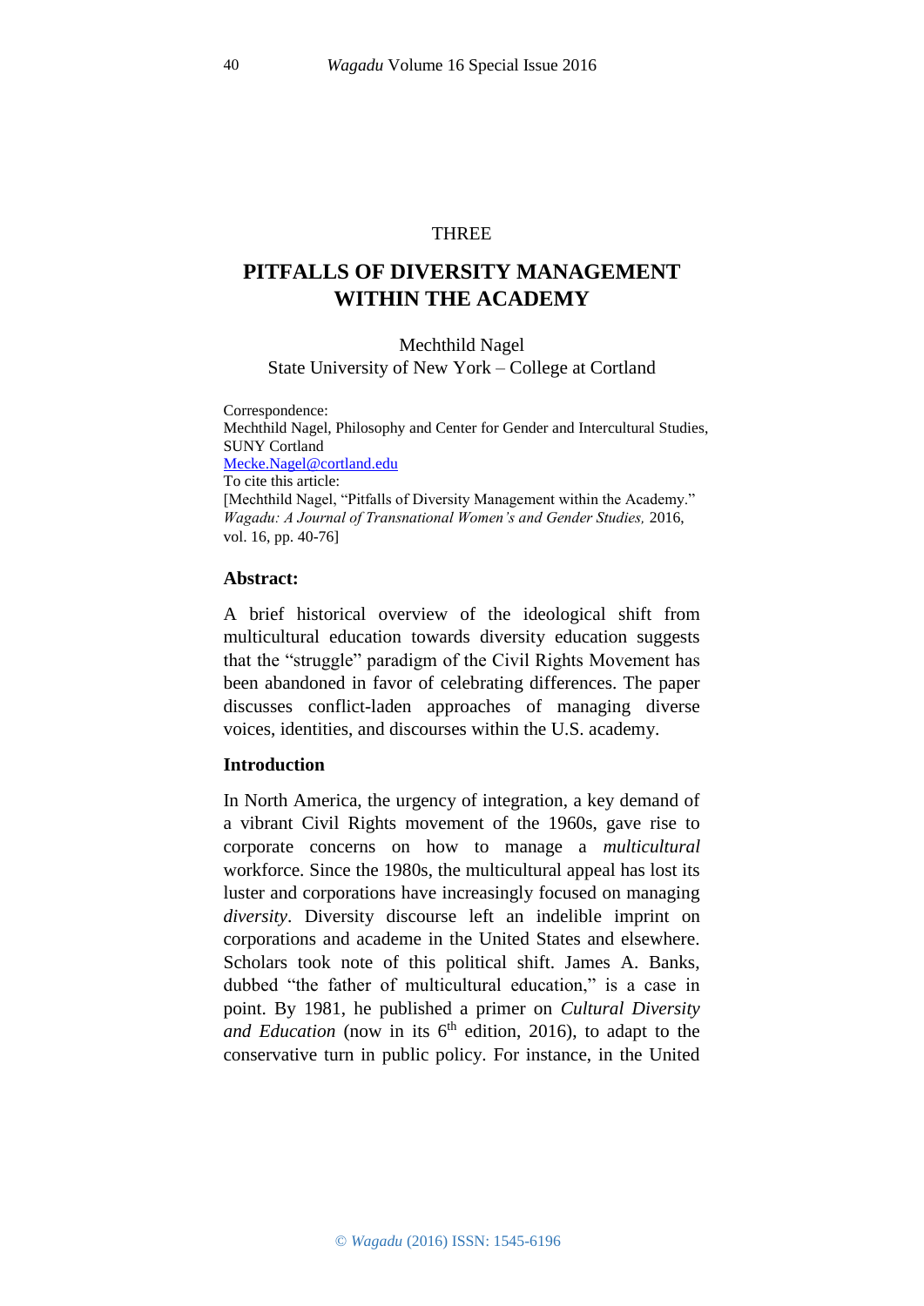THREE

# PITFALLS OF DIVERSITY MANAGEMENT WITHIN THE ACADEMY

Mechthild Nagel
State University of New York – College at Cortland

Correspondence:
Mechthild Nagel, Philosophy and Center for Gender and Intercultural Studies, SUNY Cortland
Mecke.Nagel@cortland.edu
To cite this article:
[Mechthild Nagel, "Pitfalls of Diversity Management within the Academy." *Wagadu: A Journal of Transnational Women's and Gender Studies,* 2016, vol. 16, pp. 40-76]

## Abstract:

A brief historical overview of the ideological shift from multicultural education towards diversity education suggests that the "struggle" paradigm of the Civil Rights Movement has been abandoned in favor of celebrating differences. The paper discusses conflict-laden approaches of managing diverse voices, identities, and discourses within the U.S. academy.

## Introduction

In North America, the urgency of integration, a key demand of a vibrant Civil Rights movement of the 1960s, gave rise to corporate concerns on how to manage a *multicultural* workforce. Since the 1980s, the multicultural appeal has lost its luster and corporations have increasingly focused on managing *diversity*. Diversity discourse left an indelible imprint on corporations and academe in the United States and elsewhere. Scholars took note of this political shift. James A. Banks, dubbed "the father of multicultural education," is a case in point. By 1981, he published a primer on *Cultural Diversity and Education* (now in its 6th edition, 2016), to adapt to the conservative turn in public policy. For instance, in the United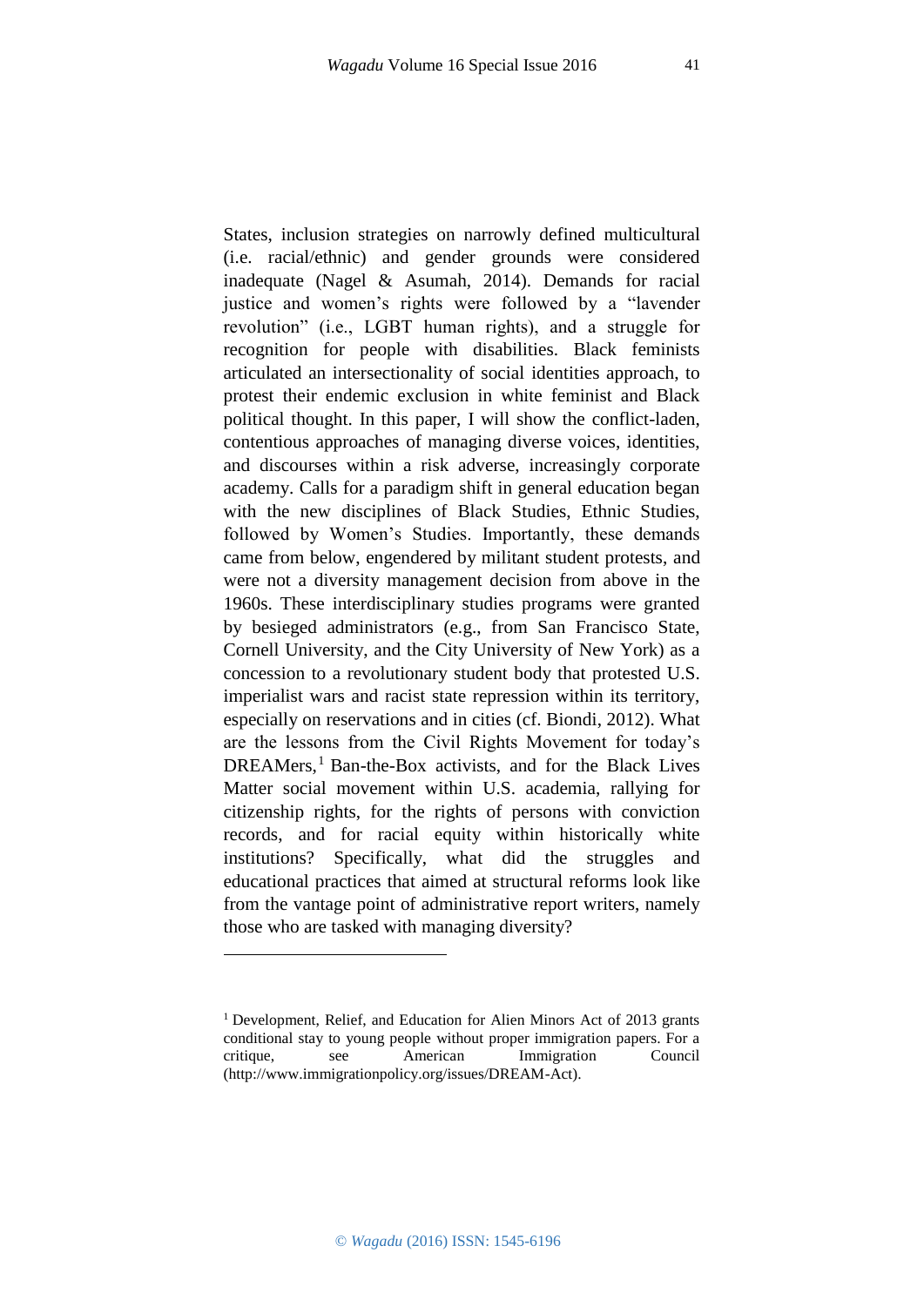States, inclusion strategies on narrowly defined multicultural (i.e. racial/ethnic) and gender grounds were considered inadequate (Nagel & Asumah, 2014). Demands for racial justice and women's rights were followed by a "lavender revolution" (i.e., LGBT human rights), and a struggle for recognition for people with disabilities. Black feminists articulated an intersectionality of social identities approach, to protest their endemic exclusion in white feminist and Black political thought. In this paper, I will show the conflict-laden, contentious approaches of managing diverse voices, identities, and discourses within a risk adverse, increasingly corporate academy. Calls for a paradigm shift in general education began with the new disciplines of Black Studies, Ethnic Studies, followed by Women's Studies. Importantly, these demands came from below, engendered by militant student protests, and were not a diversity management decision from above in the 1960s. These interdisciplinary studies programs were granted by besieged administrators (e.g., from San Francisco State, Cornell University, and the City University of New York) as a concession to a revolutionary student body that protested U.S. imperialist wars and racist state repression within its territory, especially on reservations and in cities (cf. Biondi, 2012). What are the lessons from the Civil Rights Movement for today's DREAMers,[1] Ban-the-Box activists, and for the Black Lives Matter social movement within U.S. academia, rallying for citizenship rights, for the rights of persons with conviction records, and for racial equity within historically white institutions? Specifically, what did the struggles and educational practices that aimed at structural reforms look like from the vantage point of administrative report writers, namely those who are tasked with managing diversity?

---

[1] Development, Relief, and Education for Alien Minors Act of 2013 grants conditional stay to young people without proper immigration papers. For a critique, see American Immigration Council (http://www.immigrationpolicy.org/issues/DREAM-Act).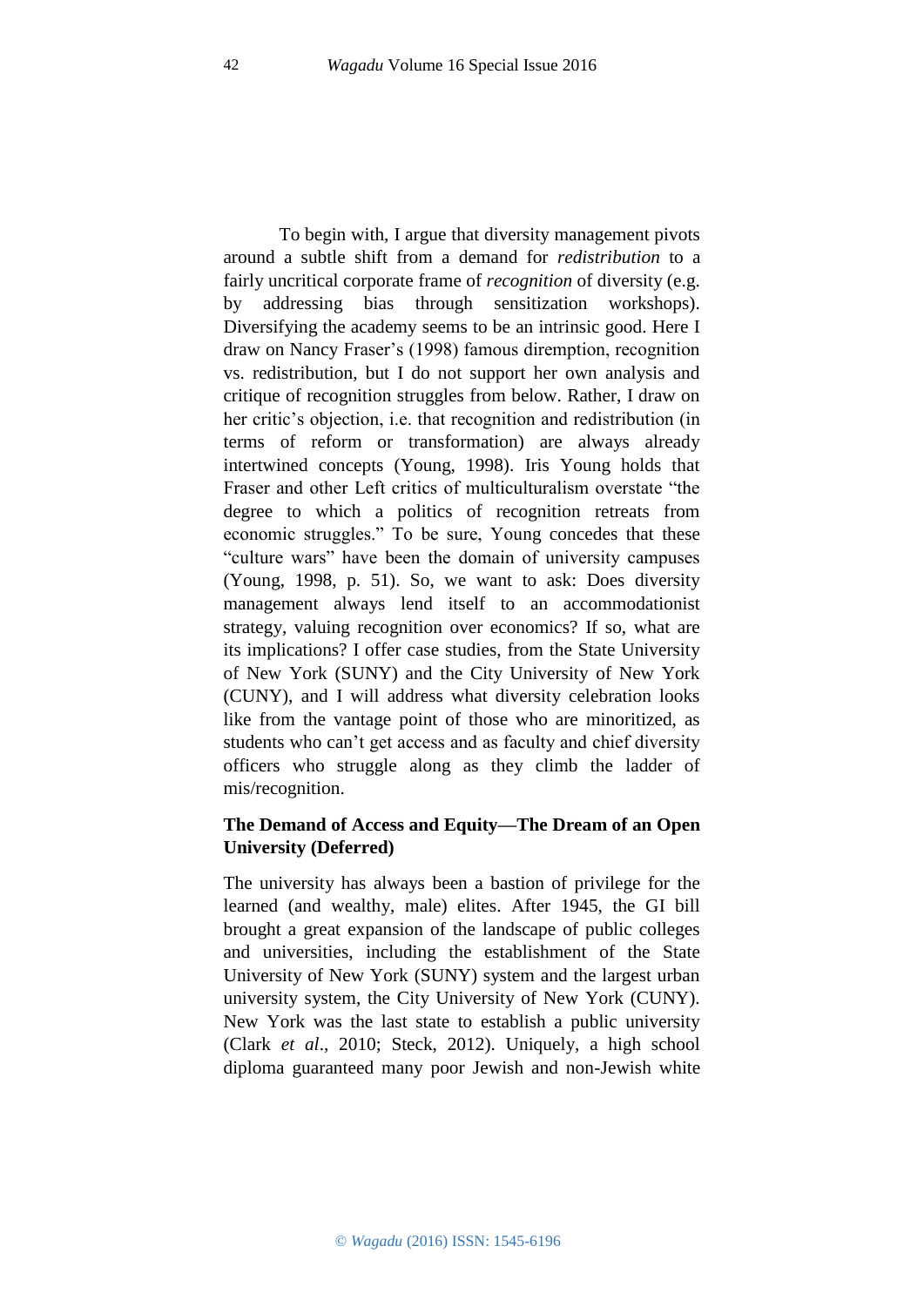To begin with, I argue that diversity management pivots around a subtle shift from a demand for *redistribution* to a fairly uncritical corporate frame of *recognition* of diversity (e.g. by addressing bias through sensitization workshops). Diversifying the academy seems to be an intrinsic good. Here I draw on Nancy Fraser's (1998) famous diremption, recognition vs. redistribution, but I do not support her own analysis and critique of recognition struggles from below. Rather, I draw on her critic's objection, i.e. that recognition and redistribution (in terms of reform or transformation) are always already intertwined concepts (Young, 1998). Iris Young holds that Fraser and other Left critics of multiculturalism overstate "the degree to which a politics of recognition retreats from economic struggles." To be sure, Young concedes that these "culture wars" have been the domain of university campuses (Young, 1998, p. 51). So, we want to ask: Does diversity management always lend itself to an accommodationist strategy, valuing recognition over economics? If so, what are its implications? I offer case studies, from the State University of New York (SUNY) and the City University of New York (CUNY), and I will address what diversity celebration looks like from the vantage point of those who are minoritized, as students who can't get access and as faculty and chief diversity officers who struggle along as they climb the ladder of mis/recognition.

**The Demand of Access and Equity—The Dream of an Open University (Deferred)**

The university has always been a bastion of privilege for the learned (and wealthy, male) elites. After 1945, the GI bill brought a great expansion of the landscape of public colleges and universities, including the establishment of the State University of New York (SUNY) system and the largest urban university system, the City University of New York (CUNY). New York was the last state to establish a public university (Clark *et al*., 2010; Steck, 2012). Uniquely, a high school diploma guaranteed many poor Jewish and non-Jewish white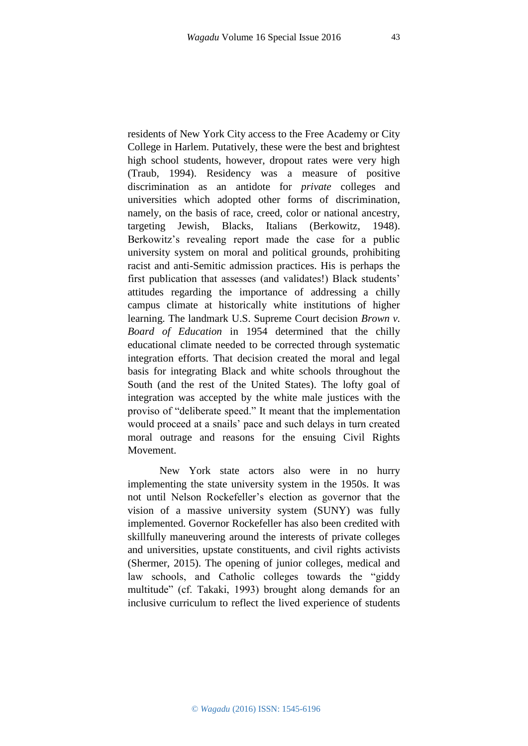residents of New York City access to the Free Academy or City College in Harlem. Putatively, these were the best and brightest high school students, however, dropout rates were very high (Traub, 1994). Residency was a measure of positive discrimination as an antidote for *private* colleges and universities which adopted other forms of discrimination, namely, on the basis of race, creed, color or national ancestry, targeting Jewish, Blacks, Italians (Berkowitz, 1948). Berkowitz's revealing report made the case for a public university system on moral and political grounds, prohibiting racist and anti-Semitic admission practices. His is perhaps the first publication that assesses (and validates!) Black students' attitudes regarding the importance of addressing a chilly campus climate at historically white institutions of higher learning. The landmark U.S. Supreme Court decision *Brown v. Board of Education* in 1954 determined that the chilly educational climate needed to be corrected through systematic integration efforts. That decision created the moral and legal basis for integrating Black and white schools throughout the South (and the rest of the United States). The lofty goal of integration was accepted by the white male justices with the proviso of "deliberate speed." It meant that the implementation would proceed at a snails' pace and such delays in turn created moral outrage and reasons for the ensuing Civil Rights Movement.

New York state actors also were in no hurry implementing the state university system in the 1950s. It was not until Nelson Rockefeller's election as governor that the vision of a massive university system (SUNY) was fully implemented. Governor Rockefeller has also been credited with skillfully maneuvering around the interests of private colleges and universities, upstate constituents, and civil rights activists (Shermer, 2015). The opening of junior colleges, medical and law schools, and Catholic colleges towards the "giddy multitude" (cf. Takaki, 1993) brought along demands for an inclusive curriculum to reflect the lived experience of students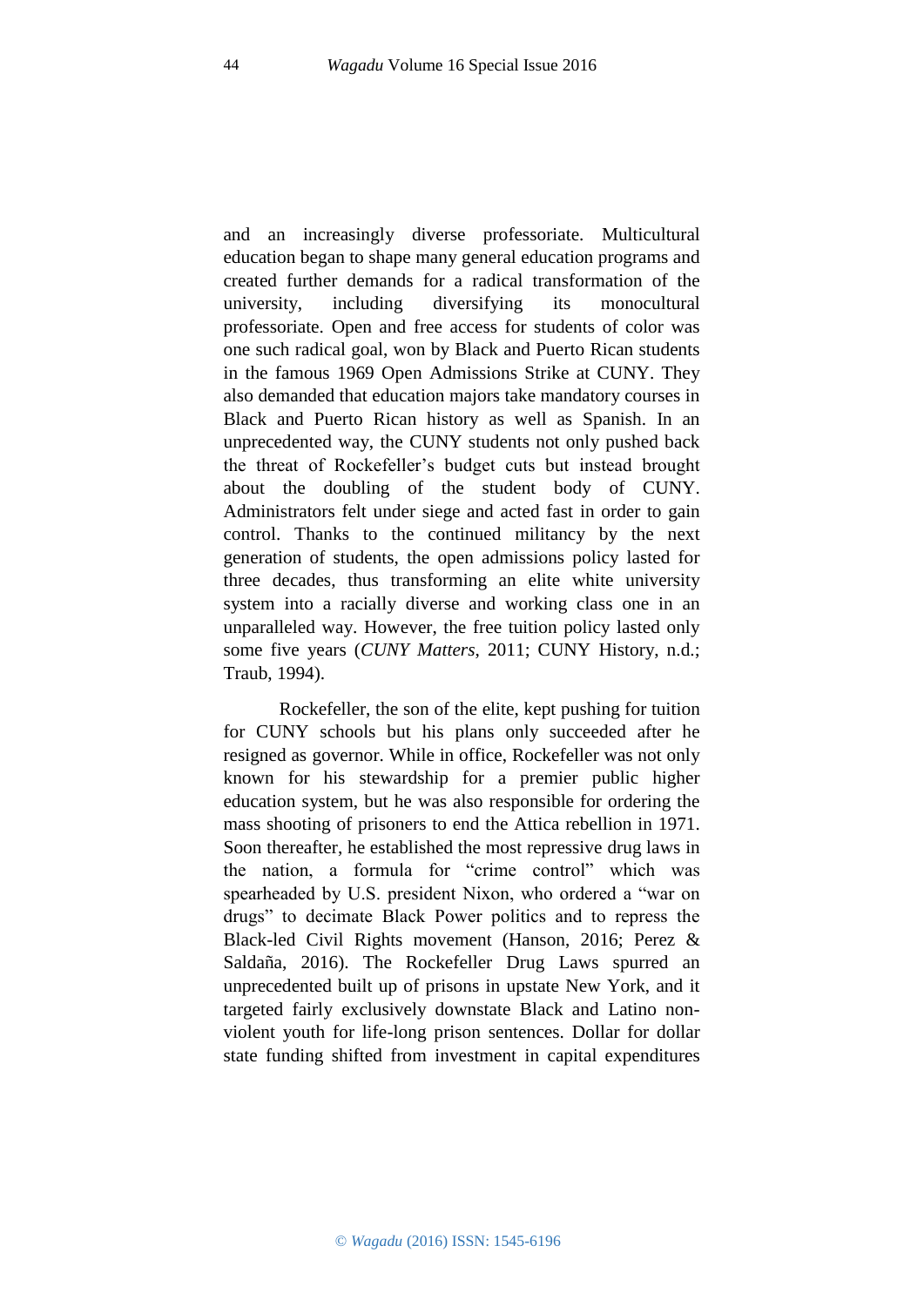and an increasingly diverse professoriate. Multicultural education began to shape many general education programs and created further demands for a radical transformation of the university, including diversifying its monocultural professoriate. Open and free access for students of color was one such radical goal, won by Black and Puerto Rican students in the famous 1969 Open Admissions Strike at CUNY. They also demanded that education majors take mandatory courses in Black and Puerto Rican history as well as Spanish. In an unprecedented way, the CUNY students not only pushed back the threat of Rockefeller's budget cuts but instead brought about the doubling of the student body of CUNY. Administrators felt under siege and acted fast in order to gain control. Thanks to the continued militancy by the next generation of students, the open admissions policy lasted for three decades, thus transforming an elite white university system into a racially diverse and working class one in an unparalleled way. However, the free tuition policy lasted only some five years (*CUNY Matters*, 2011; CUNY History, n.d.; Traub, 1994).

Rockefeller, the son of the elite, kept pushing for tuition for CUNY schools but his plans only succeeded after he resigned as governor. While in office, Rockefeller was not only known for his stewardship for a premier public higher education system, but he was also responsible for ordering the mass shooting of prisoners to end the Attica rebellion in 1971. Soon thereafter, he established the most repressive drug laws in the nation, a formula for "crime control" which was spearheaded by U.S. president Nixon, who ordered a "war on drugs" to decimate Black Power politics and to repress the Black-led Civil Rights movement (Hanson, 2016; Perez & Saldaña, 2016). The Rockefeller Drug Laws spurred an unprecedented built up of prisons in upstate New York, and it targeted fairly exclusively downstate Black and Latino non-violent youth for life-long prison sentences. Dollar for dollar state funding shifted from investment in capital expenditures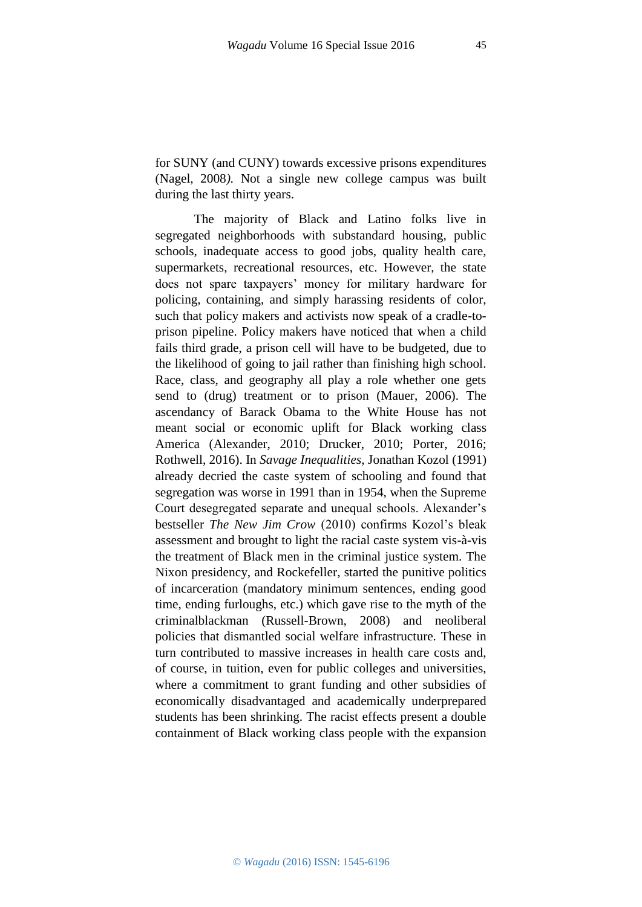for SUNY (and CUNY) towards excessive prisons expenditures (Nagel, 2008*).* Not a single new college campus was built during the last thirty years.

The majority of Black and Latino folks live in segregated neighborhoods with substandard housing, public schools, inadequate access to good jobs, quality health care, supermarkets, recreational resources, etc. However, the state does not spare taxpayers' money for military hardware for policing, containing, and simply harassing residents of color, such that policy makers and activists now speak of a cradle-to-prison pipeline. Policy makers have noticed that when a child fails third grade, a prison cell will have to be budgeted, due to the likelihood of going to jail rather than finishing high school. Race, class, and geography all play a role whether one gets send to (drug) treatment or to prison (Mauer, 2006). The ascendancy of Barack Obama to the White House has not meant social or economic uplift for Black working class America (Alexander, 2010; Drucker, 2010; Porter, 2016; Rothwell, 2016). In *Savage Inequalities*, Jonathan Kozol (1991) already decried the caste system of schooling and found that segregation was worse in 1991 than in 1954, when the Supreme Court desegregated separate and unequal schools. Alexander's bestseller *The New Jim Crow* (2010) confirms Kozol's bleak assessment and brought to light the racial caste system vis-à-vis the treatment of Black men in the criminal justice system. The Nixon presidency, and Rockefeller, started the punitive politics of incarceration (mandatory minimum sentences, ending good time, ending furloughs, etc.) which gave rise to the myth of the criminalblackman (Russell-Brown, 2008) and neoliberal policies that dismantled social welfare infrastructure. These in turn contributed to massive increases in health care costs and, of course, in tuition, even for public colleges and universities, where a commitment to grant funding and other subsidies of economically disadvantaged and academically underprepared students has been shrinking. The racist effects present a double containment of Black working class people with the expansion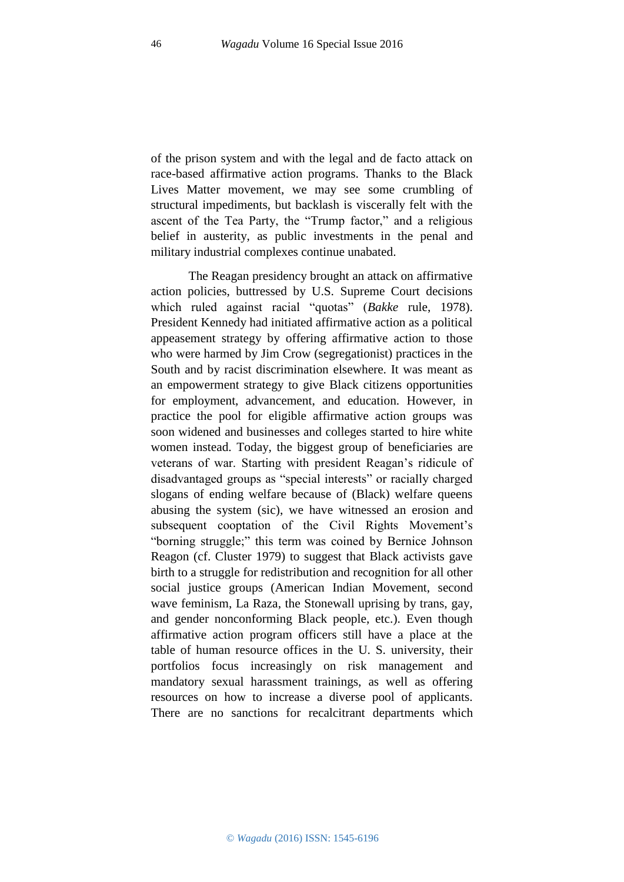of the prison system and with the legal and de facto attack on race-based affirmative action programs. Thanks to the Black Lives Matter movement, we may see some crumbling of structural impediments, but backlash is viscerally felt with the ascent of the Tea Party, the "Trump factor," and a religious belief in austerity, as public investments in the penal and military industrial complexes continue unabated.

The Reagan presidency brought an attack on affirmative action policies, buttressed by U.S. Supreme Court decisions which ruled against racial "quotas" (*Bakke* rule, 1978). President Kennedy had initiated affirmative action as a political appeasement strategy by offering affirmative action to those who were harmed by Jim Crow (segregationist) practices in the South and by racist discrimination elsewhere. It was meant as an empowerment strategy to give Black citizens opportunities for employment, advancement, and education. However, in practice the pool for eligible affirmative action groups was soon widened and businesses and colleges started to hire white women instead. Today, the biggest group of beneficiaries are veterans of war. Starting with president Reagan's ridicule of disadvantaged groups as "special interests" or racially charged slogans of ending welfare because of (Black) welfare queens abusing the system (sic), we have witnessed an erosion and subsequent cooptation of the Civil Rights Movement's "borning struggle;" this term was coined by Bernice Johnson Reagon (cf. Cluster 1979) to suggest that Black activists gave birth to a struggle for redistribution and recognition for all other social justice groups (American Indian Movement, second wave feminism, La Raza, the Stonewall uprising by trans, gay, and gender nonconforming Black people, etc.). Even though affirmative action program officers still have a place at the table of human resource offices in the U. S. university, their portfolios focus increasingly on risk management and mandatory sexual harassment trainings, as well as offering resources on how to increase a diverse pool of applicants. There are no sanctions for recalcitrant departments which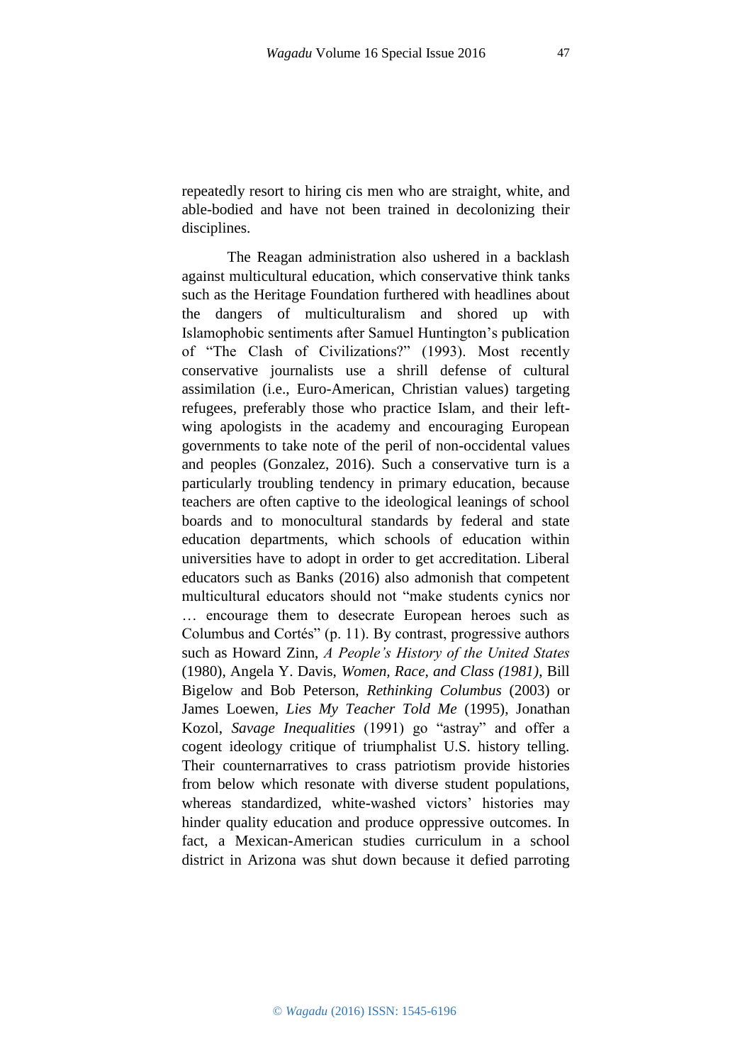repeatedly resort to hiring cis men who are straight, white, and able-bodied and have not been trained in decolonizing their disciplines.

The Reagan administration also ushered in a backlash against multicultural education, which conservative think tanks such as the Heritage Foundation furthered with headlines about the dangers of multiculturalism and shored up with Islamophobic sentiments after Samuel Huntington's publication of "The Clash of Civilizations?" (1993). Most recently conservative journalists use a shrill defense of cultural assimilation (i.e., Euro-American, Christian values) targeting refugees, preferably those who practice Islam, and their left-wing apologists in the academy and encouraging European governments to take note of the peril of non-occidental values and peoples (Gonzalez, 2016). Such a conservative turn is a particularly troubling tendency in primary education, because teachers are often captive to the ideological leanings of school boards and to monocultural standards by federal and state education departments, which schools of education within universities have to adopt in order to get accreditation. Liberal educators such as Banks (2016) also admonish that competent multicultural educators should not "make students cynics nor … encourage them to desecrate European heroes such as Columbus and Cortés" (p. 11). By contrast, progressive authors such as Howard Zinn, *A People's History of the United States* (1980), Angela Y. Davis, *Women, Race, and Class (1981)*, Bill Bigelow and Bob Peterson, *Rethinking Columbus* (2003) or James Loewen, *Lies My Teacher Told Me* (1995), Jonathan Kozol, *Savage Inequalities* (1991) go "astray" and offer a cogent ideology critique of triumphalist U.S. history telling. Their counternarratives to crass patriotism provide histories from below which resonate with diverse student populations, whereas standardized, white-washed victors' histories may hinder quality education and produce oppressive outcomes. In fact, a Mexican-American studies curriculum in a school district in Arizona was shut down because it defied parroting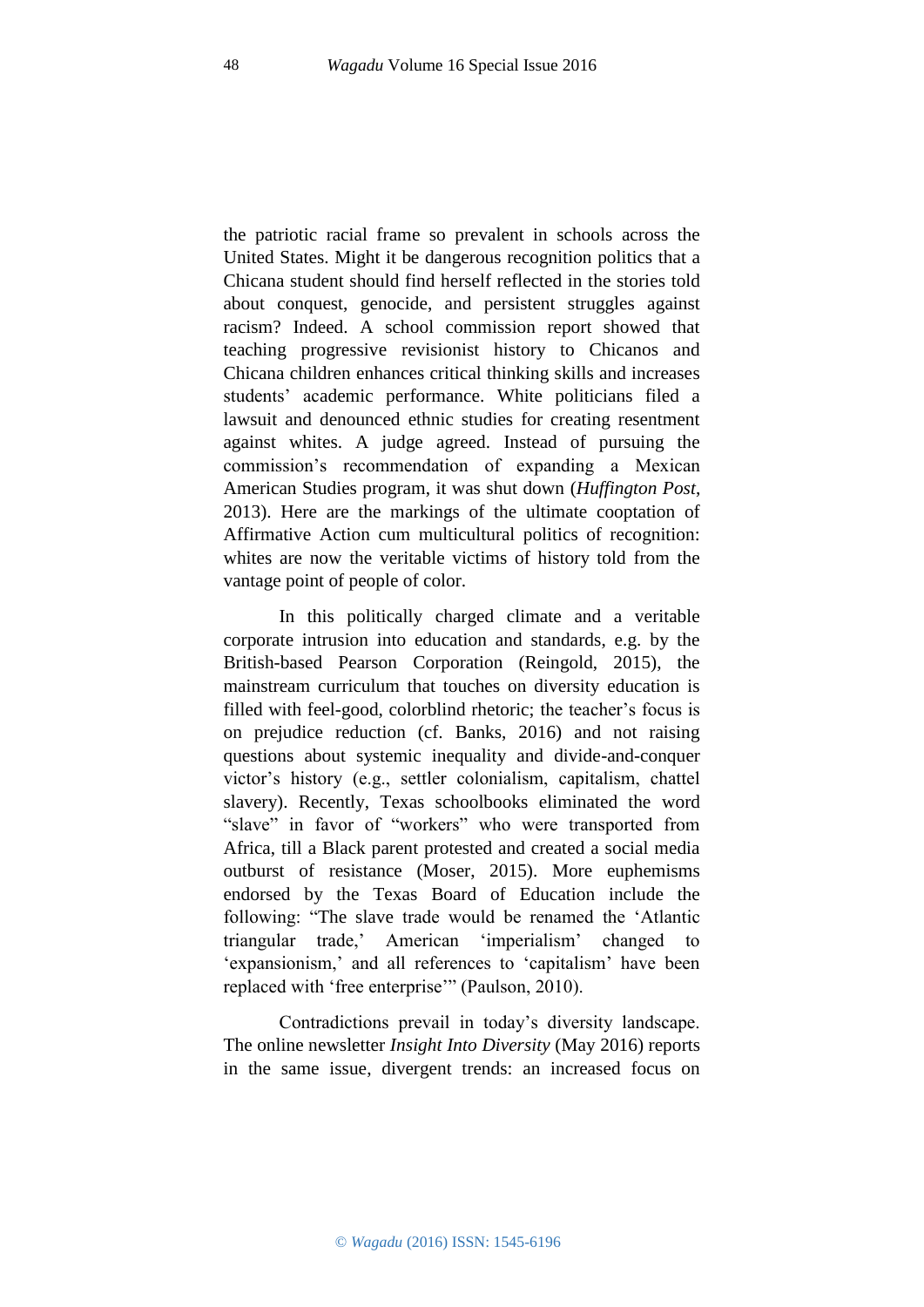the patriotic racial frame so prevalent in schools across the United States. Might it be dangerous recognition politics that a Chicana student should find herself reflected in the stories told about conquest, genocide, and persistent struggles against racism? Indeed. A school commission report showed that teaching progressive revisionist history to Chicanos and Chicana children enhances critical thinking skills and increases students' academic performance. White politicians filed a lawsuit and denounced ethnic studies for creating resentment against whites. A judge agreed. Instead of pursuing the commission's recommendation of expanding a Mexican American Studies program, it was shut down (*Huffington Post*, 2013). Here are the markings of the ultimate cooptation of Affirmative Action cum multicultural politics of recognition: whites are now the veritable victims of history told from the vantage point of people of color.

In this politically charged climate and a veritable corporate intrusion into education and standards, e.g. by the British-based Pearson Corporation (Reingold, 2015), the mainstream curriculum that touches on diversity education is filled with feel-good, colorblind rhetoric; the teacher's focus is on prejudice reduction (cf. Banks, 2016) and not raising questions about systemic inequality and divide-and-conquer victor's history (e.g., settler colonialism, capitalism, chattel slavery). Recently, Texas schoolbooks eliminated the word "slave" in favor of "workers" who were transported from Africa, till a Black parent protested and created a social media outburst of resistance (Moser, 2015). More euphemisms endorsed by the Texas Board of Education include the following: "The slave trade would be renamed the 'Atlantic triangular trade,' American 'imperialism' changed to 'expansionism,' and all references to 'capitalism' have been replaced with 'free enterprise'" (Paulson, 2010).

Contradictions prevail in today's diversity landscape. The online newsletter *Insight Into Diversity* (May 2016) reports in the same issue, divergent trends: an increased focus on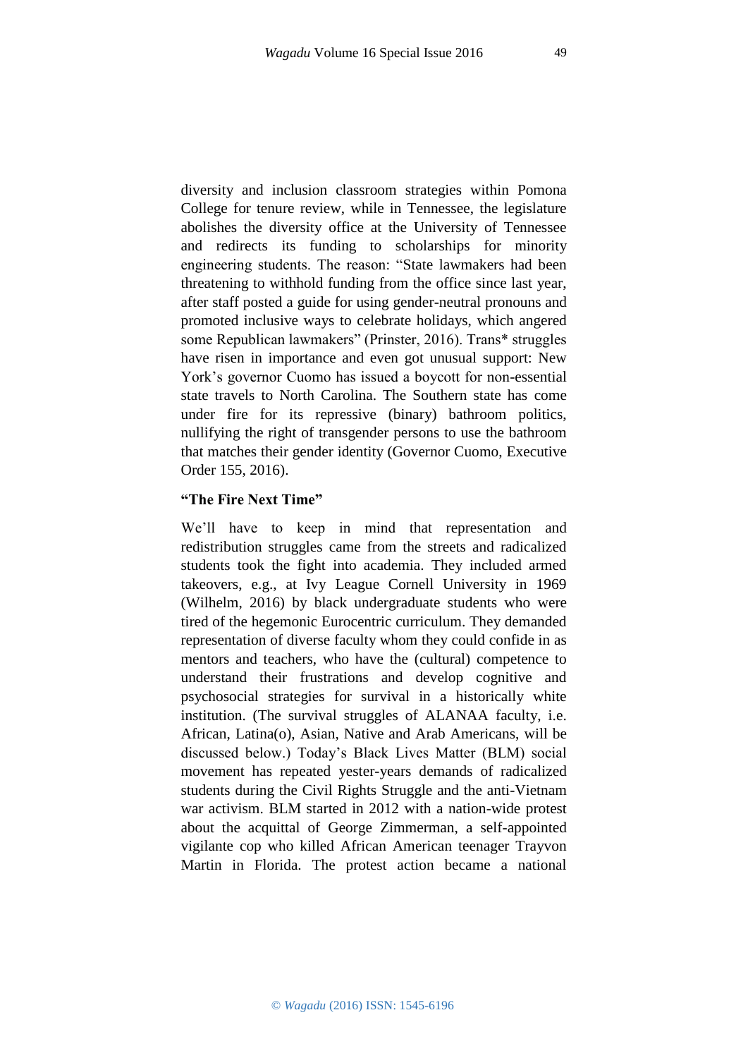diversity and inclusion classroom strategies within Pomona College for tenure review, while in Tennessee, the legislature abolishes the diversity office at the University of Tennessee and redirects its funding to scholarships for minority engineering students. The reason: "State lawmakers had been threatening to withhold funding from the office since last year, after staff posted a guide for using gender-neutral pronouns and promoted inclusive ways to celebrate holidays, which angered some Republican lawmakers" (Prinster, 2016). Trans* struggles have risen in importance and even got unusual support: New York's governor Cuomo has issued a boycott for non-essential state travels to North Carolina. The Southern state has come under fire for its repressive (binary) bathroom politics, nullifying the right of transgender persons to use the bathroom that matches their gender identity (Governor Cuomo, Executive Order 155, 2016).

**"The Fire Next Time"**

We'll have to keep in mind that representation and redistribution struggles came from the streets and radicalized students took the fight into academia. They included armed takeovers, e.g., at Ivy League Cornell University in 1969 (Wilhelm, 2016) by black undergraduate students who were tired of the hegemonic Eurocentric curriculum. They demanded representation of diverse faculty whom they could confide in as mentors and teachers, who have the (cultural) competence to understand their frustrations and develop cognitive and psychosocial strategies for survival in a historically white institution. (The survival struggles of ALANAA faculty, i.e. African, Latina(o), Asian, Native and Arab Americans, will be discussed below.) Today's Black Lives Matter (BLM) social movement has repeated yester-years demands of radicalized students during the Civil Rights Struggle and the anti-Vietnam war activism. BLM started in 2012 with a nation-wide protest about the acquittal of George Zimmerman, a self-appointed vigilante cop who killed African American teenager Trayvon Martin in Florida. The protest action became a national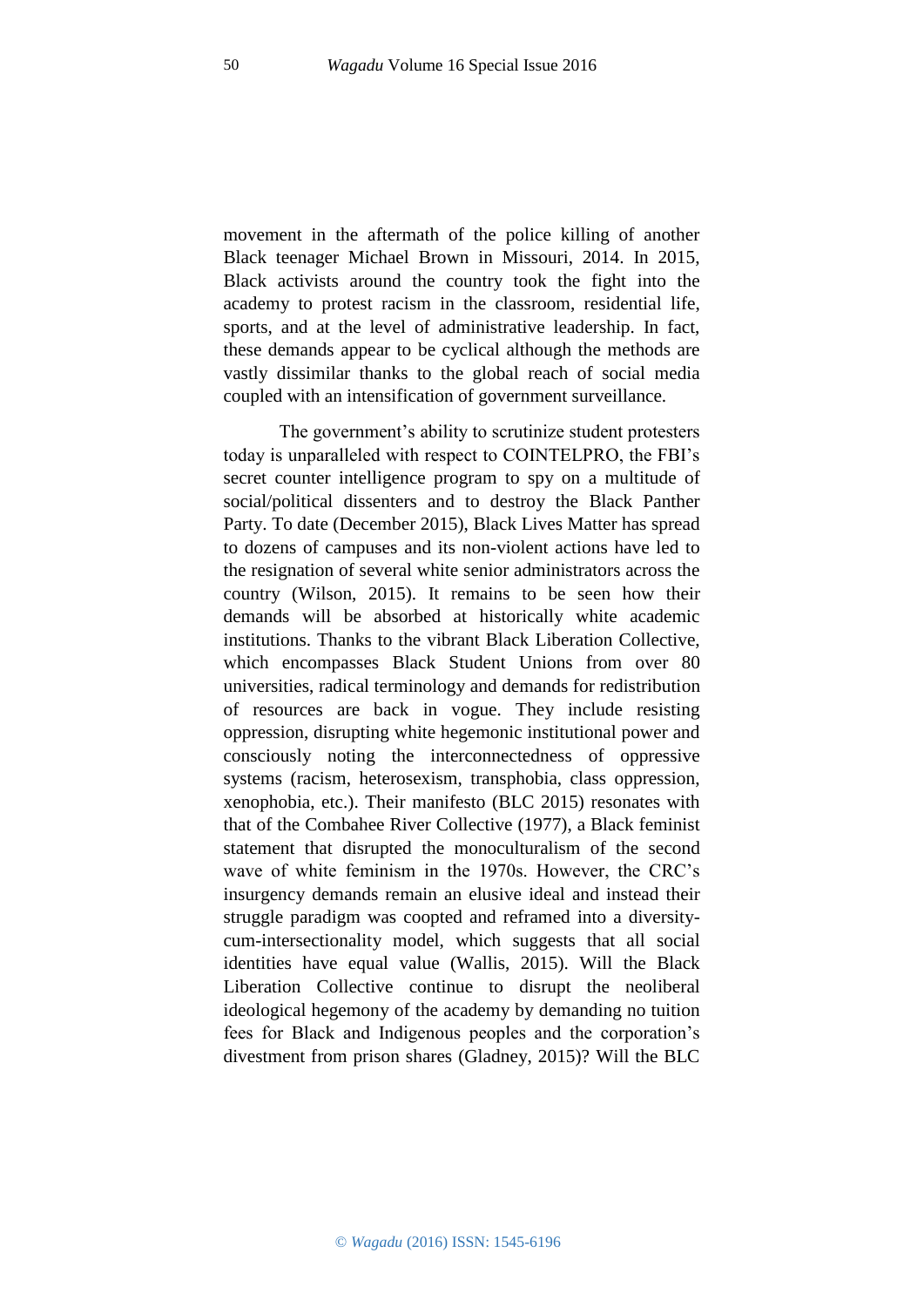movement in the aftermath of the police killing of another Black teenager Michael Brown in Missouri, 2014. In 2015, Black activists around the country took the fight into the academy to protest racism in the classroom, residential life, sports, and at the level of administrative leadership. In fact, these demands appear to be cyclical although the methods are vastly dissimilar thanks to the global reach of social media coupled with an intensification of government surveillance.

The government's ability to scrutinize student protesters today is unparalleled with respect to COINTELPRO, the FBI's secret counter intelligence program to spy on a multitude of social/political dissenters and to destroy the Black Panther Party. To date (December 2015), Black Lives Matter has spread to dozens of campuses and its non-violent actions have led to the resignation of several white senior administrators across the country (Wilson, 2015). It remains to be seen how their demands will be absorbed at historically white academic institutions. Thanks to the vibrant Black Liberation Collective, which encompasses Black Student Unions from over 80 universities, radical terminology and demands for redistribution of resources are back in vogue. They include resisting oppression, disrupting white hegemonic institutional power and consciously noting the interconnectedness of oppressive systems (racism, heterosexism, transphobia, class oppression, xenophobia, etc.). Their manifesto (BLC 2015) resonates with that of the Combahee River Collective (1977), a Black feminist statement that disrupted the monoculturalism of the second wave of white feminism in the 1970s. However, the CRC's insurgency demands remain an elusive ideal and instead their struggle paradigm was coopted and reframed into a diversity-cum-intersectionality model, which suggests that all social identities have equal value (Wallis, 2015). Will the Black Liberation Collective continue to disrupt the neoliberal ideological hegemony of the academy by demanding no tuition fees for Black and Indigenous peoples and the corporation's divestment from prison shares (Gladney, 2015)? Will the BLC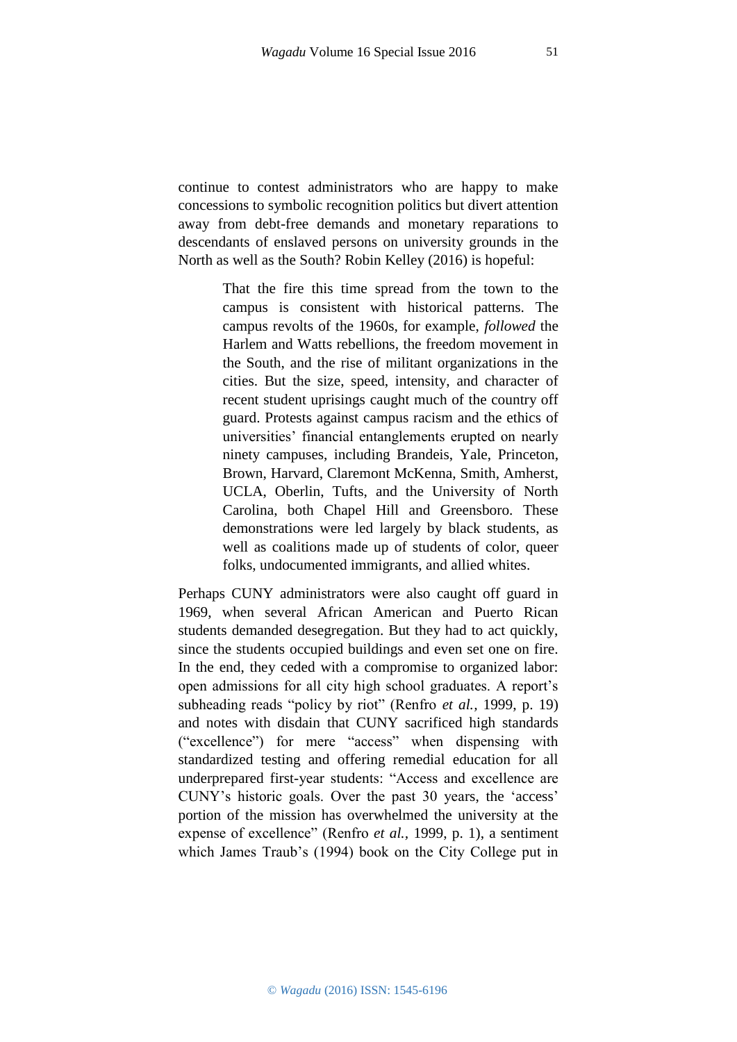continue to contest administrators who are happy to make concessions to symbolic recognition politics but divert attention away from debt-free demands and monetary reparations to descendants of enslaved persons on university grounds in the North as well as the South? Robin Kelley (2016) is hopeful:

> That the fire this time spread from the town to the campus is consistent with historical patterns. The campus revolts of the 1960s, for example, *followed* the Harlem and Watts rebellions, the freedom movement in the South, and the rise of militant organizations in the cities. But the size, speed, intensity, and character of recent student uprisings caught much of the country off guard. Protests against campus racism and the ethics of universities' financial entanglements erupted on nearly ninety campuses, including Brandeis, Yale, Princeton, Brown, Harvard, Claremont McKenna, Smith, Amherst, UCLA, Oberlin, Tufts, and the University of North Carolina, both Chapel Hill and Greensboro. These demonstrations were led largely by black students, as well as coalitions made up of students of color, queer folks, undocumented immigrants, and allied whites.

Perhaps CUNY administrators were also caught off guard in 1969, when several African American and Puerto Rican students demanded desegregation. But they had to act quickly, since the students occupied buildings and even set one on fire. In the end, they ceded with a compromise to organized labor: open admissions for all city high school graduates. A report's subheading reads "policy by riot" (Renfro *et al.*, 1999, p. 19) and notes with disdain that CUNY sacrificed high standards ("excellence") for mere "access" when dispensing with standardized testing and offering remedial education for all underprepared first-year students: "Access and excellence are CUNY's historic goals. Over the past 30 years, the 'access' portion of the mission has overwhelmed the university at the expense of excellence" (Renfro *et al.*, 1999, p. 1), a sentiment which James Traub's (1994) book on the City College put in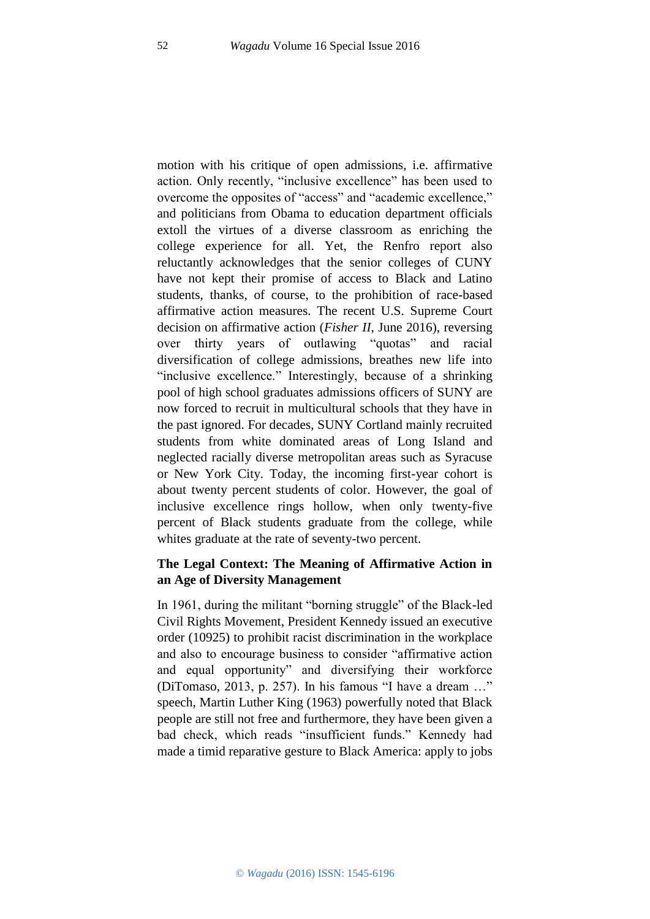motion with his critique of open admissions, i.e. affirmative action. Only recently, "inclusive excellence" has been used to overcome the opposites of "access" and "academic excellence," and politicians from Obama to education department officials extoll the virtues of a diverse classroom as enriching the college experience for all. Yet, the Renfro report also reluctantly acknowledges that the senior colleges of CUNY have not kept their promise of access to Black and Latino students, thanks, of course, to the prohibition of race-based affirmative action measures. The recent U.S. Supreme Court decision on affirmative action (*Fisher II*, June 2016), reversing over thirty years of outlawing "quotas" and racial diversification of college admissions, breathes new life into "inclusive excellence." Interestingly, because of a shrinking pool of high school graduates admissions officers of SUNY are now forced to recruit in multicultural schools that they have in the past ignored. For decades, SUNY Cortland mainly recruited students from white dominated areas of Long Island and neglected racially diverse metropolitan areas such as Syracuse or New York City. Today, the incoming first-year cohort is about twenty percent students of color. However, the goal of inclusive excellence rings hollow, when only twenty-five percent of Black students graduate from the college, while whites graduate at the rate of seventy-two percent.

**The Legal Context: The Meaning of Affirmative Action in an Age of Diversity Management**

In 1961, during the militant "borning struggle" of the Black-led Civil Rights Movement, President Kennedy issued an executive order (10925) to prohibit racist discrimination in the workplace and also to encourage business to consider "affirmative action and equal opportunity" and diversifying their workforce (DiTomaso, 2013, p. 257). In his famous "I have a dream …" speech, Martin Luther King (1963) powerfully noted that Black people are still not free and furthermore, they have been given a bad check, which reads "insufficient funds." Kennedy had made a timid reparative gesture to Black America: apply to jobs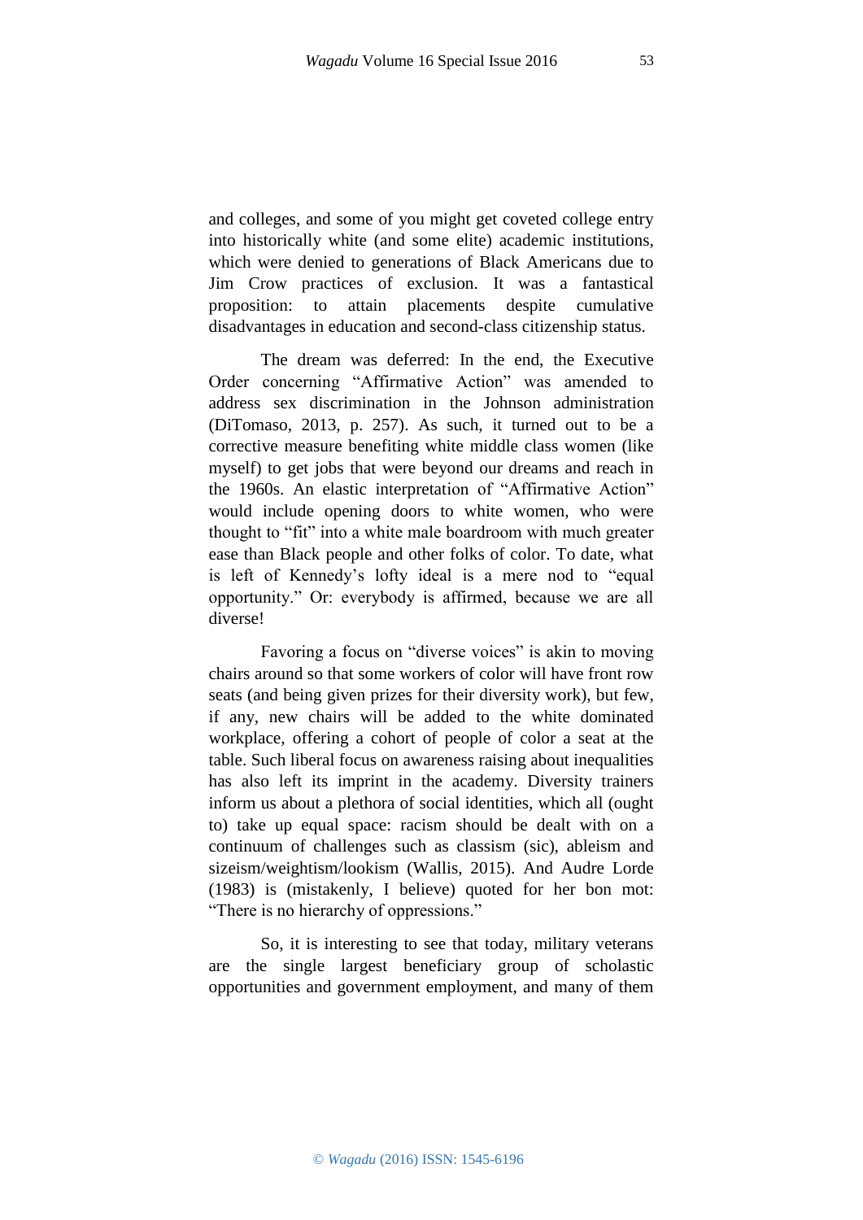and colleges, and some of you might get coveted college entry into historically white (and some elite) academic institutions, which were denied to generations of Black Americans due to Jim Crow practices of exclusion. It was a fantastical proposition: to attain placements despite cumulative disadvantages in education and second-class citizenship status.

The dream was deferred: In the end, the Executive Order concerning "Affirmative Action" was amended to address sex discrimination in the Johnson administration (DiTomaso, 2013, p. 257). As such, it turned out to be a corrective measure benefiting white middle class women (like myself) to get jobs that were beyond our dreams and reach in the 1960s. An elastic interpretation of "Affirmative Action" would include opening doors to white women, who were thought to "fit" into a white male boardroom with much greater ease than Black people and other folks of color. To date, what is left of Kennedy's lofty ideal is a mere nod to "equal opportunity." Or: everybody is affirmed, because we are all diverse!

Favoring a focus on "diverse voices" is akin to moving chairs around so that some workers of color will have front row seats (and being given prizes for their diversity work), but few, if any, new chairs will be added to the white dominated workplace, offering a cohort of people of color a seat at the table. Such liberal focus on awareness raising about inequalities has also left its imprint in the academy. Diversity trainers inform us about a plethora of social identities, which all (ought to) take up equal space: racism should be dealt with on a continuum of challenges such as classism (sic), ableism and sizeism/weightism/lookism (Wallis, 2015). And Audre Lorde (1983) is (mistakenly, I believe) quoted for her bon mot: "There is no hierarchy of oppressions."

So, it is interesting to see that today, military veterans are the single largest beneficiary group of scholastic opportunities and government employment, and many of them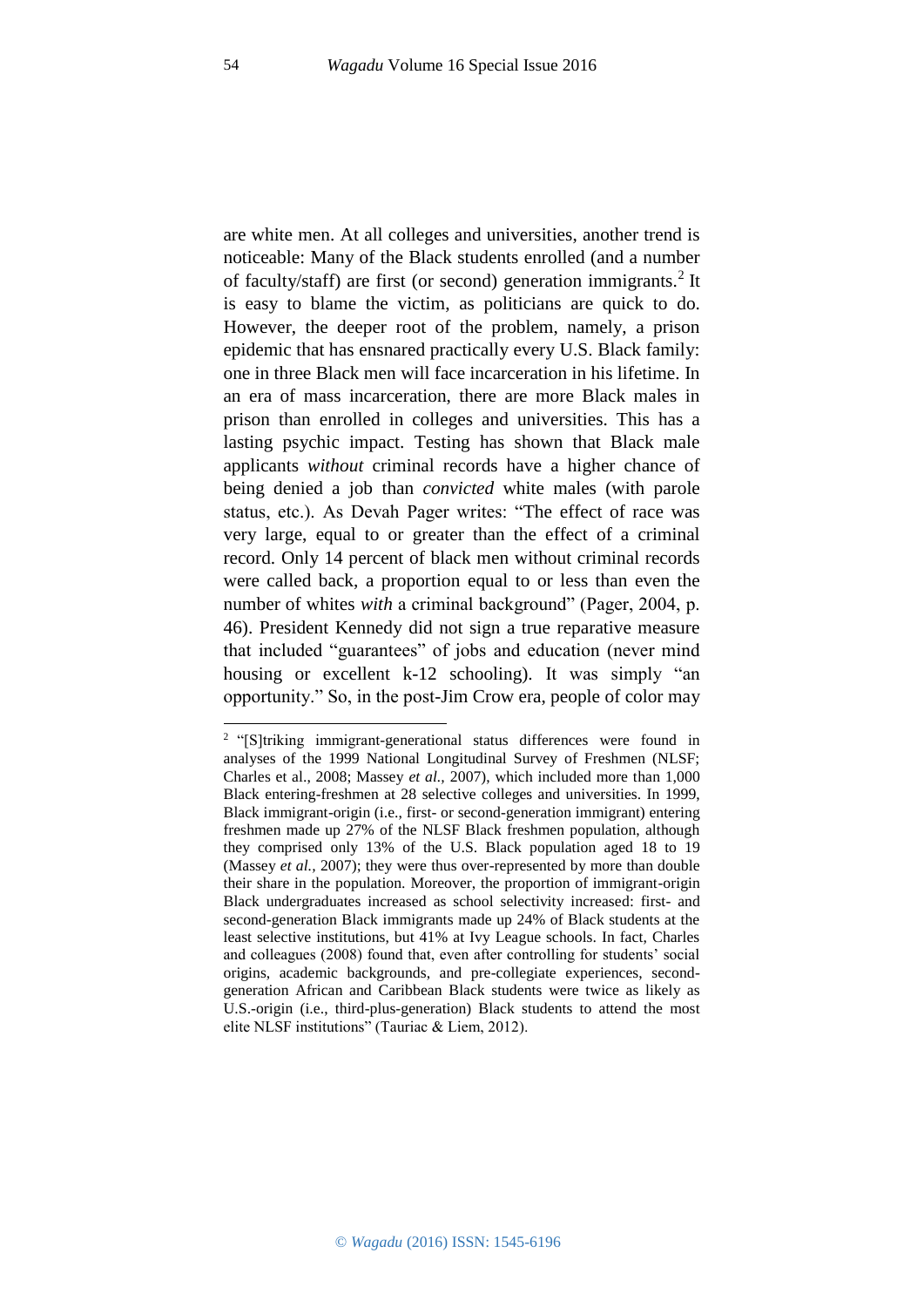are white men. At all colleges and universities, another trend is noticeable: Many of the Black students enrolled (and a number of faculty/staff) are first (or second) generation immigrants.[2] It is easy to blame the victim, as politicians are quick to do. However, the deeper root of the problem, namely, a prison epidemic that has ensnared practically every U.S. Black family: one in three Black men will face incarceration in his lifetime. In an era of mass incarceration, there are more Black males in prison than enrolled in colleges and universities. This has a lasting psychic impact. Testing has shown that Black male applicants *without* criminal records have a higher chance of being denied a job than *convicted* white males (with parole status, etc.). As Devah Pager writes: "The effect of race was very large, equal to or greater than the effect of a criminal record. Only 14 percent of black men without criminal records were called back, a proportion equal to or less than even the number of whites *with* a criminal background" (Pager, 2004, p. 46). President Kennedy did not sign a true reparative measure that included "guarantees" of jobs and education (never mind housing or excellent k-12 schooling). It was simply "an opportunity." So, in the post-Jim Crow era, people of color may

---

[2] "[S]triking immigrant-generational status differences were found in analyses of the 1999 National Longitudinal Survey of Freshmen (NLSF; Charles et al., 2008; Massey *et al.,* 2007), which included more than 1,000 Black entering-freshmen at 28 selective colleges and universities. In 1999, Black immigrant-origin (i.e., first- or second-generation immigrant) entering freshmen made up 27% of the NLSF Black freshmen population, although they comprised only 13% of the U.S. Black population aged 18 to 19 (Massey *et al.,* 2007); they were thus over-represented by more than double their share in the population. Moreover, the proportion of immigrant-origin Black undergraduates increased as school selectivity increased: first- and second-generation Black immigrants made up 24% of Black students at the least selective institutions, but 41% at Ivy League schools. In fact, Charles and colleagues (2008) found that, even after controlling for students' social origins, academic backgrounds, and pre-collegiate experiences, second-generation African and Caribbean Black students were twice as likely as U.S.-origin (i.e., third-plus-generation) Black students to attend the most elite NLSF institutions" (Tauriac & Liem, 2012).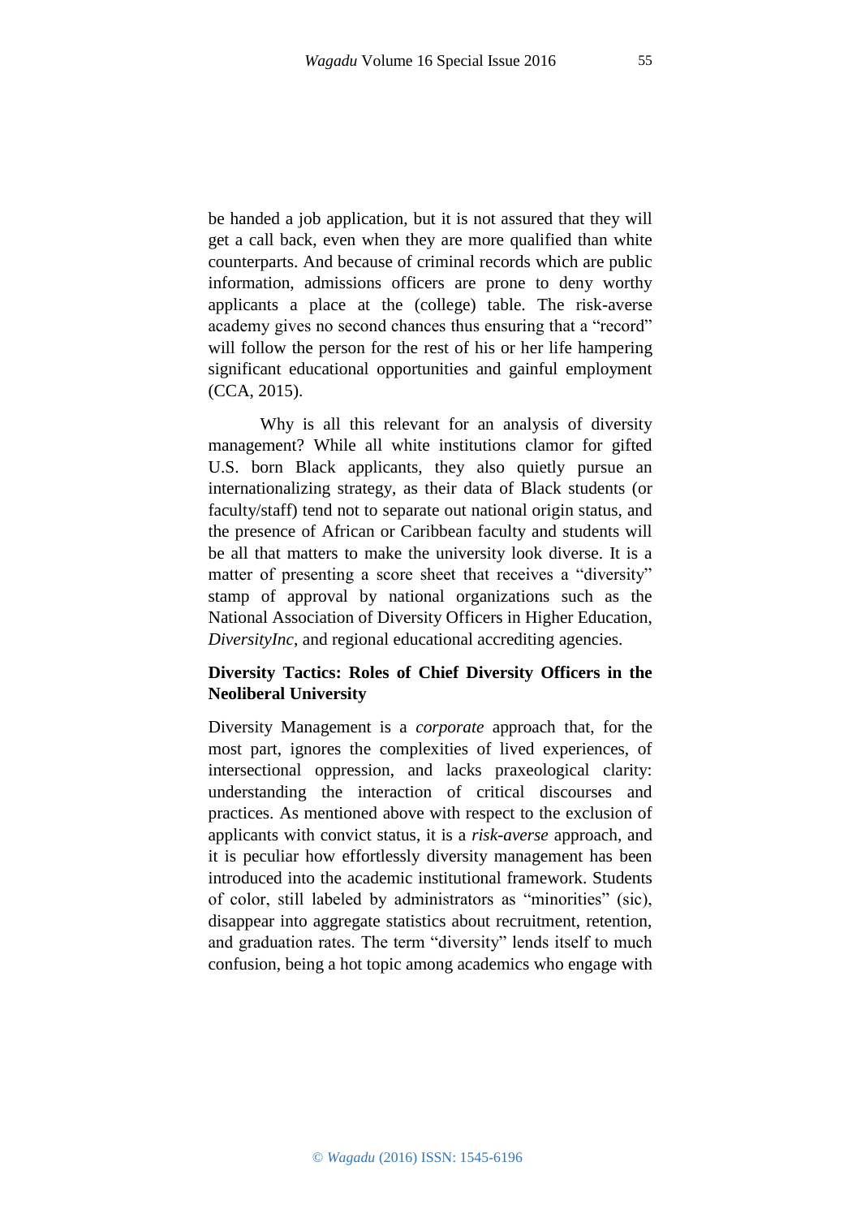be handed a job application, but it is not assured that they will get a call back, even when they are more qualified than white counterparts. And because of criminal records which are public information, admissions officers are prone to deny worthy applicants a place at the (college) table. The risk-averse academy gives no second chances thus ensuring that a "record" will follow the person for the rest of his or her life hampering significant educational opportunities and gainful employment (CCA, 2015).

Why is all this relevant for an analysis of diversity management? While all white institutions clamor for gifted U.S. born Black applicants, they also quietly pursue an internationalizing strategy, as their data of Black students (or faculty/staff) tend not to separate out national origin status, and the presence of African or Caribbean faculty and students will be all that matters to make the university look diverse. It is a matter of presenting a score sheet that receives a "diversity" stamp of approval by national organizations such as the National Association of Diversity Officers in Higher Education, *DiversityInc*, and regional educational accrediting agencies.

**Diversity Tactics: Roles of Chief Diversity Officers in the Neoliberal University**

Diversity Management is a *corporate* approach that, for the most part, ignores the complexities of lived experiences, of intersectional oppression, and lacks praxeological clarity: understanding the interaction of critical discourses and practices. As mentioned above with respect to the exclusion of applicants with convict status, it is a *risk-averse* approach, and it is peculiar how effortlessly diversity management has been introduced into the academic institutional framework. Students of color, still labeled by administrators as "minorities" (sic), disappear into aggregate statistics about recruitment, retention, and graduation rates. The term "diversity" lends itself to much confusion, being a hot topic among academics who engage with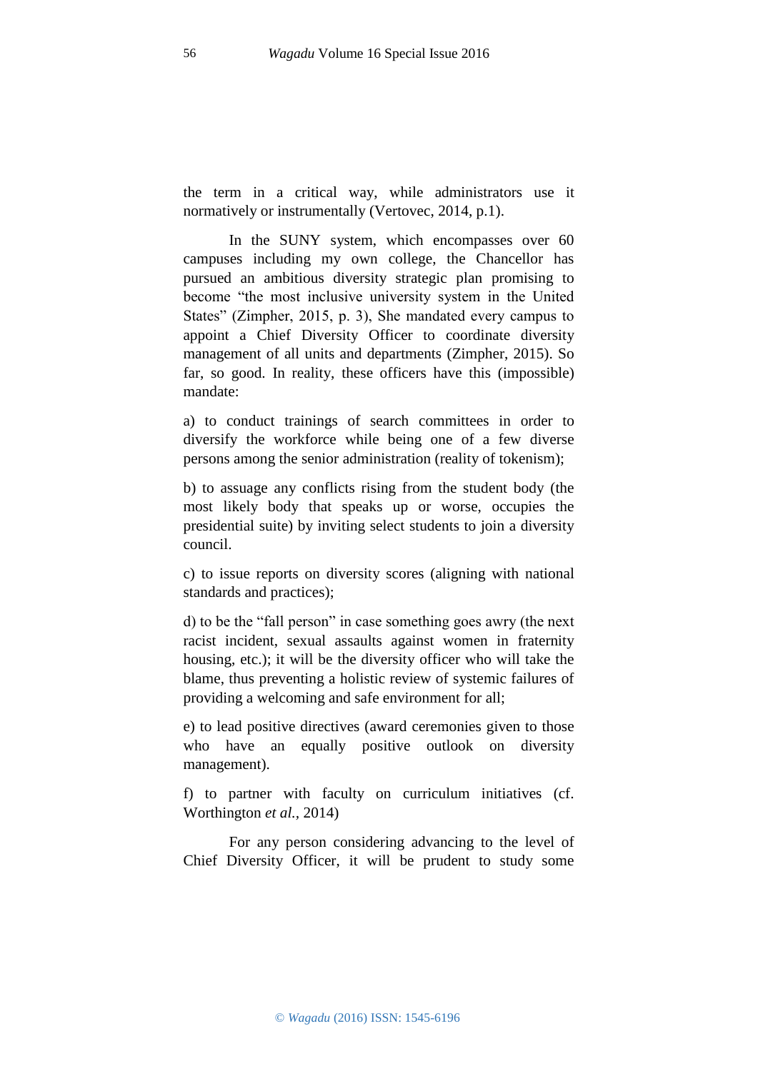the term in a critical way, while administrators use it normatively or instrumentally (Vertovec, 2014, p.1).

In the SUNY system, which encompasses over 60 campuses including my own college, the Chancellor has pursued an ambitious diversity strategic plan promising to become "the most inclusive university system in the United States" (Zimpher, 2015, p. 3), She mandated every campus to appoint a Chief Diversity Officer to coordinate diversity management of all units and departments (Zimpher, 2015). So far, so good. In reality, these officers have this (impossible) mandate:

a) to conduct trainings of search committees in order to diversify the workforce while being one of a few diverse persons among the senior administration (reality of tokenism);

b) to assuage any conflicts rising from the student body (the most likely body that speaks up or worse, occupies the presidential suite) by inviting select students to join a diversity council.

c) to issue reports on diversity scores (aligning with national standards and practices);

d) to be the "fall person" in case something goes awry (the next racist incident, sexual assaults against women in fraternity housing, etc.); it will be the diversity officer who will take the blame, thus preventing a holistic review of systemic failures of providing a welcoming and safe environment for all;

e) to lead positive directives (award ceremonies given to those who have an equally positive outlook on diversity management).

f) to partner with faculty on curriculum initiatives (cf. Worthington *et al.*, 2014)

For any person considering advancing to the level of Chief Diversity Officer, it will be prudent to study some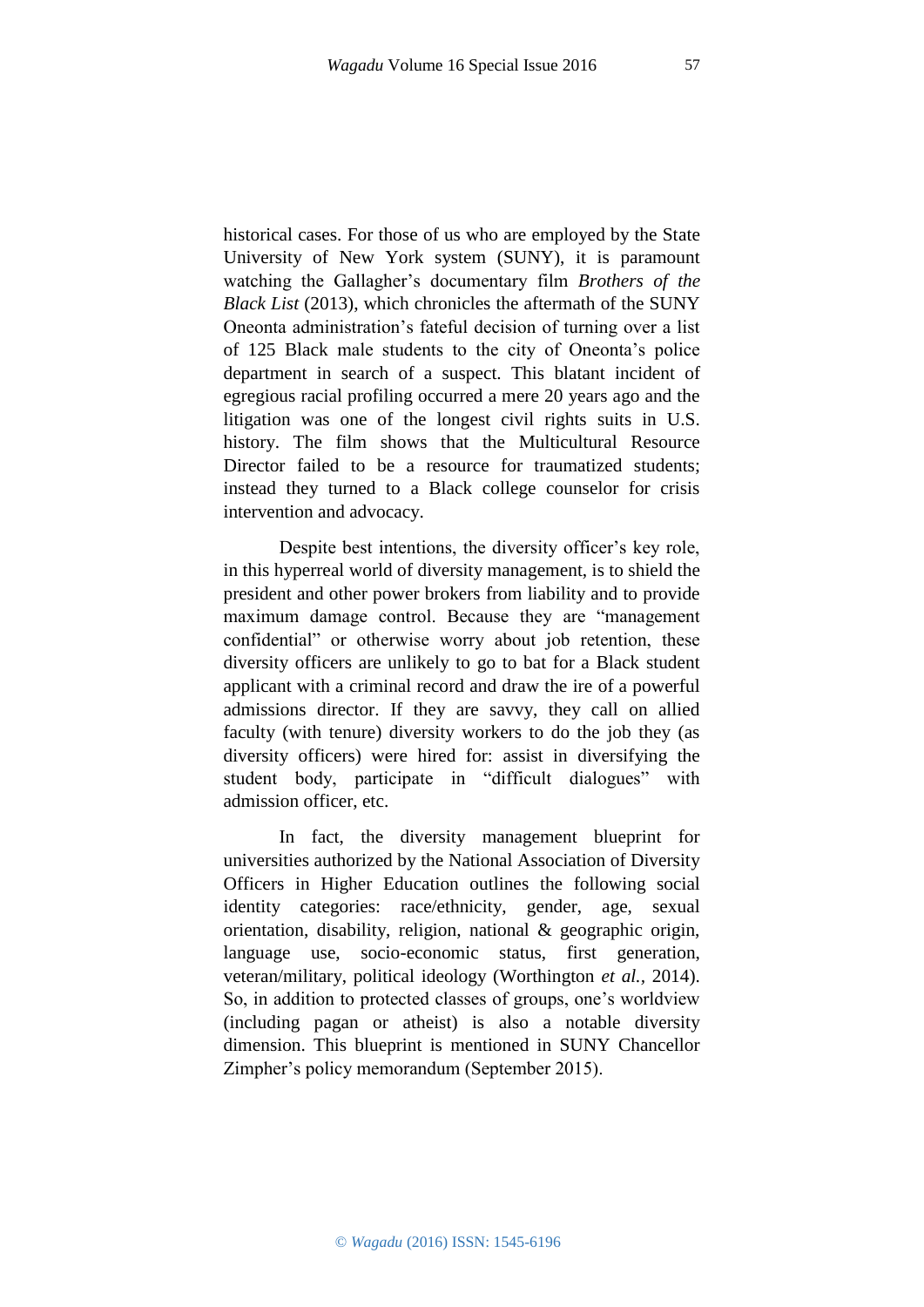historical cases. For those of us who are employed by the State University of New York system (SUNY), it is paramount watching the Gallagher's documentary film *Brothers of the Black List* (2013), which chronicles the aftermath of the SUNY Oneonta administration's fateful decision of turning over a list of 125 Black male students to the city of Oneonta's police department in search of a suspect. This blatant incident of egregious racial profiling occurred a mere 20 years ago and the litigation was one of the longest civil rights suits in U.S. history. The film shows that the Multicultural Resource Director failed to be a resource for traumatized students; instead they turned to a Black college counselor for crisis intervention and advocacy.

Despite best intentions, the diversity officer's key role, in this hyperreal world of diversity management, is to shield the president and other power brokers from liability and to provide maximum damage control. Because they are "management confidential" or otherwise worry about job retention, these diversity officers are unlikely to go to bat for a Black student applicant with a criminal record and draw the ire of a powerful admissions director. If they are savvy, they call on allied faculty (with tenure) diversity workers to do the job they (as diversity officers) were hired for: assist in diversifying the student body, participate in "difficult dialogues" with admission officer, etc.

In fact, the diversity management blueprint for universities authorized by the National Association of Diversity Officers in Higher Education outlines the following social identity categories: race/ethnicity, gender, age, sexual orientation, disability, religion, national & geographic origin, language use, socio-economic status, first generation, veteran/military, political ideology (Worthington *et al.*, 2014). So, in addition to protected classes of groups, one's worldview (including pagan or atheist) is also a notable diversity dimension. This blueprint is mentioned in SUNY Chancellor Zimpher's policy memorandum (September 2015).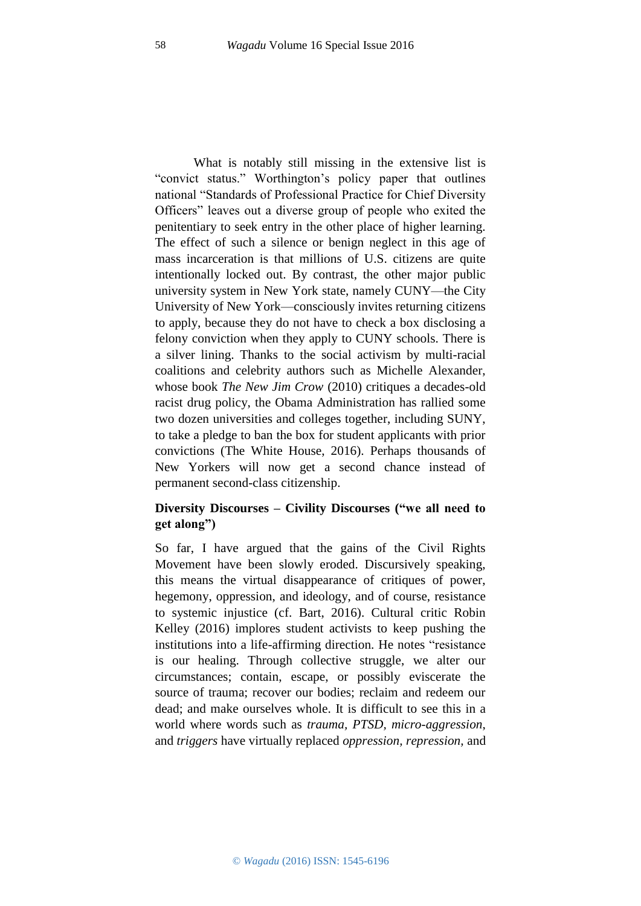What is notably still missing in the extensive list is "convict status." Worthington's policy paper that outlines national "Standards of Professional Practice for Chief Diversity Officers" leaves out a diverse group of people who exited the penitentiary to seek entry in the other place of higher learning. The effect of such a silence or benign neglect in this age of mass incarceration is that millions of U.S. citizens are quite intentionally locked out. By contrast, the other major public university system in New York state, namely CUNY—the City University of New York—consciously invites returning citizens to apply, because they do not have to check a box disclosing a felony conviction when they apply to CUNY schools. There is a silver lining. Thanks to the social activism by multi-racial coalitions and celebrity authors such as Michelle Alexander, whose book *The New Jim Crow* (2010) critiques a decades-old racist drug policy, the Obama Administration has rallied some two dozen universities and colleges together, including SUNY, to take a pledge to ban the box for student applicants with prior convictions (The White House, 2016). Perhaps thousands of New Yorkers will now get a second chance instead of permanent second-class citizenship.

**Diversity Discourses – Civility Discourses ("we all need to get along")**

So far, I have argued that the gains of the Civil Rights Movement have been slowly eroded. Discursively speaking, this means the virtual disappearance of critiques of power, hegemony, oppression, and ideology, and of course, resistance to systemic injustice (cf. Bart, 2016). Cultural critic Robin Kelley (2016) implores student activists to keep pushing the institutions into a life-affirming direction. He notes "resistance is our healing. Through collective struggle, we alter our circumstances; contain, escape, or possibly eviscerate the source of trauma; recover our bodies; reclaim and redeem our dead; and make ourselves whole. It is difficult to see this in a world where words such as *trauma*, *PTSD*, *micro-aggression*, and *triggers* have virtually replaced *oppression*, *repression*, and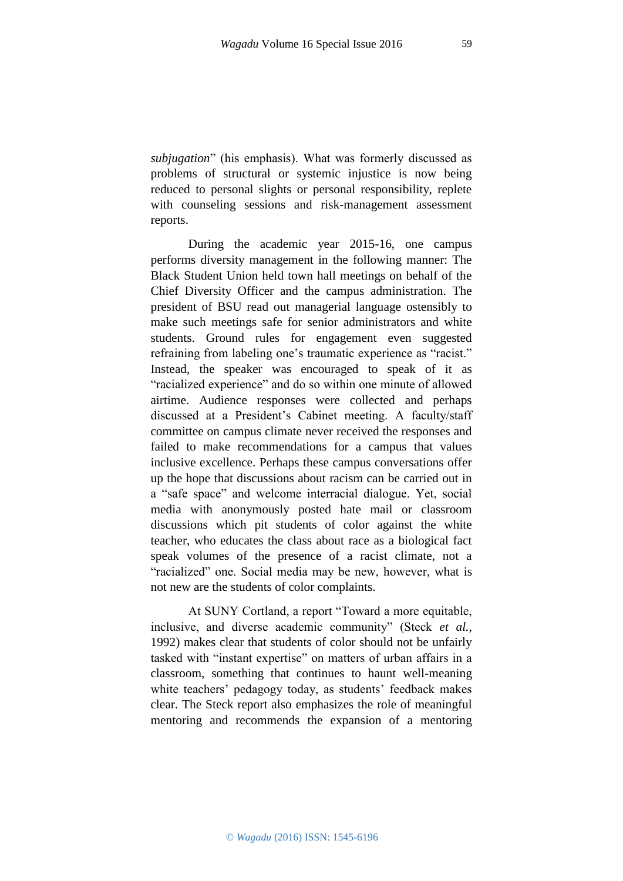*subjugation*" (his emphasis). What was formerly discussed as problems of structural or systemic injustice is now being reduced to personal slights or personal responsibility, replete with counseling sessions and risk-management assessment reports.

During the academic year 2015-16, one campus performs diversity management in the following manner: The Black Student Union held town hall meetings on behalf of the Chief Diversity Officer and the campus administration. The president of BSU read out managerial language ostensibly to make such meetings safe for senior administrators and white students. Ground rules for engagement even suggested refraining from labeling one's traumatic experience as "racist." Instead, the speaker was encouraged to speak of it as "racialized experience" and do so within one minute of allowed airtime. Audience responses were collected and perhaps discussed at a President's Cabinet meeting. A faculty/staff committee on campus climate never received the responses and failed to make recommendations for a campus that values inclusive excellence. Perhaps these campus conversations offer up the hope that discussions about racism can be carried out in a "safe space" and welcome interracial dialogue. Yet, social media with anonymously posted hate mail or classroom discussions which pit students of color against the white teacher, who educates the class about race as a biological fact speak volumes of the presence of a racist climate, not a "racialized" one. Social media may be new, however, what is not new are the students of color complaints.

At SUNY Cortland, a report "Toward a more equitable, inclusive, and diverse academic community" (Steck *et al.,* 1992) makes clear that students of color should not be unfairly tasked with "instant expertise" on matters of urban affairs in a classroom, something that continues to haunt well-meaning white teachers' pedagogy today, as students' feedback makes clear. The Steck report also emphasizes the role of meaningful mentoring and recommends the expansion of a mentoring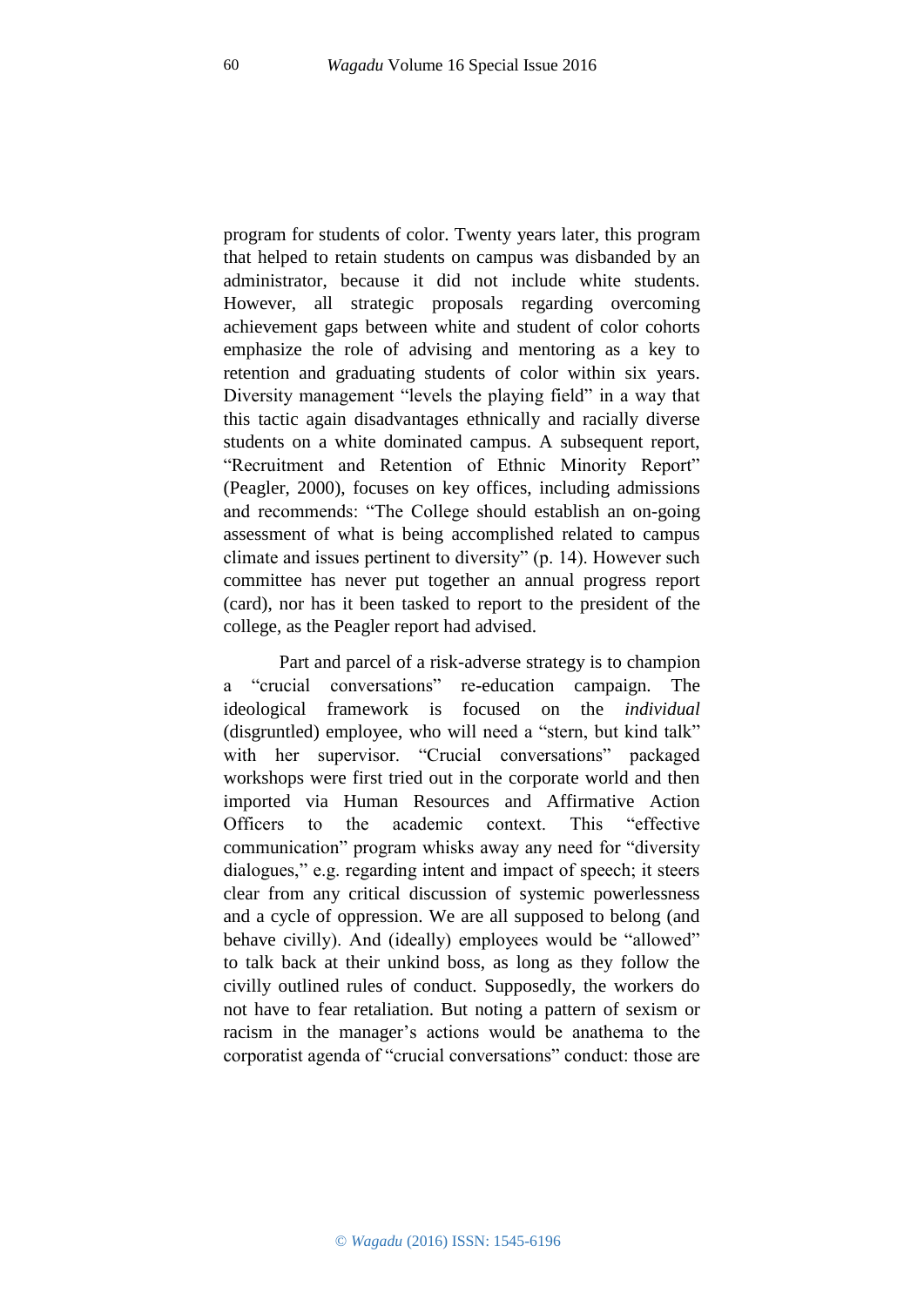program for students of color. Twenty years later, this program that helped to retain students on campus was disbanded by an administrator, because it did not include white students. However, all strategic proposals regarding overcoming achievement gaps between white and student of color cohorts emphasize the role of advising and mentoring as a key to retention and graduating students of color within six years. Diversity management "levels the playing field" in a way that this tactic again disadvantages ethnically and racially diverse students on a white dominated campus. A subsequent report, "Recruitment and Retention of Ethnic Minority Report" (Peagler, 2000), focuses on key offices, including admissions and recommends: "The College should establish an on-going assessment of what is being accomplished related to campus climate and issues pertinent to diversity" (p. 14). However such committee has never put together an annual progress report (card), nor has it been tasked to report to the president of the college, as the Peagler report had advised.

Part and parcel of a risk-adverse strategy is to champion a "crucial conversations" re-education campaign. The ideological framework is focused on the *individual* (disgruntled) employee, who will need a "stern, but kind talk" with her supervisor. "Crucial conversations" packaged workshops were first tried out in the corporate world and then imported via Human Resources and Affirmative Action Officers to the academic context. This "effective communication" program whisks away any need for "diversity dialogues," e.g. regarding intent and impact of speech; it steers clear from any critical discussion of systemic powerlessness and a cycle of oppression. We are all supposed to belong (and behave civilly). And (ideally) employees would be "allowed" to talk back at their unkind boss, as long as they follow the civilly outlined rules of conduct. Supposedly, the workers do not have to fear retaliation. But noting a pattern of sexism or racism in the manager's actions would be anathema to the corporatist agenda of "crucial conversations" conduct: those are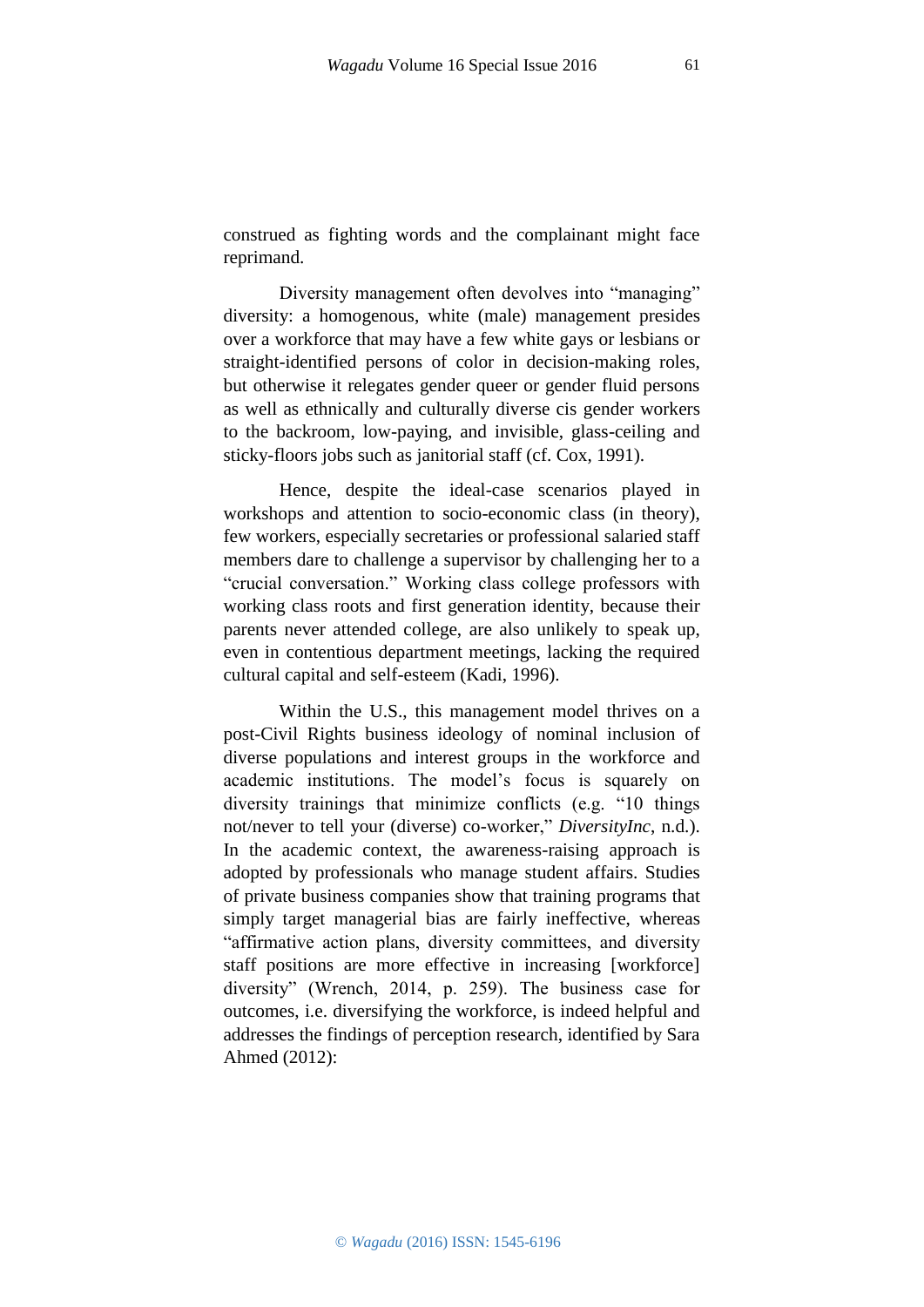construed as fighting words and the complainant might face reprimand.

Diversity management often devolves into "managing" diversity: a homogenous, white (male) management presides over a workforce that may have a few white gays or lesbians or straight-identified persons of color in decision-making roles, but otherwise it relegates gender queer or gender fluid persons as well as ethnically and culturally diverse cis gender workers to the backroom, low-paying, and invisible, glass-ceiling and sticky-floors jobs such as janitorial staff (cf. Cox, 1991).

Hence, despite the ideal-case scenarios played in workshops and attention to socio-economic class (in theory), few workers, especially secretaries or professional salaried staff members dare to challenge a supervisor by challenging her to a "crucial conversation." Working class college professors with working class roots and first generation identity, because their parents never attended college, are also unlikely to speak up, even in contentious department meetings, lacking the required cultural capital and self-esteem (Kadi, 1996).

Within the U.S., this management model thrives on a post-Civil Rights business ideology of nominal inclusion of diverse populations and interest groups in the workforce and academic institutions. The model's focus is squarely on diversity trainings that minimize conflicts (e.g. "10 things not/never to tell your (diverse) co-worker," *DiversityInc*, n.d.). In the academic context, the awareness-raising approach is adopted by professionals who manage student affairs. Studies of private business companies show that training programs that simply target managerial bias are fairly ineffective, whereas "affirmative action plans, diversity committees, and diversity staff positions are more effective in increasing [workforce] diversity" (Wrench, 2014, p. 259). The business case for outcomes, i.e. diversifying the workforce, is indeed helpful and addresses the findings of perception research, identified by Sara Ahmed (2012):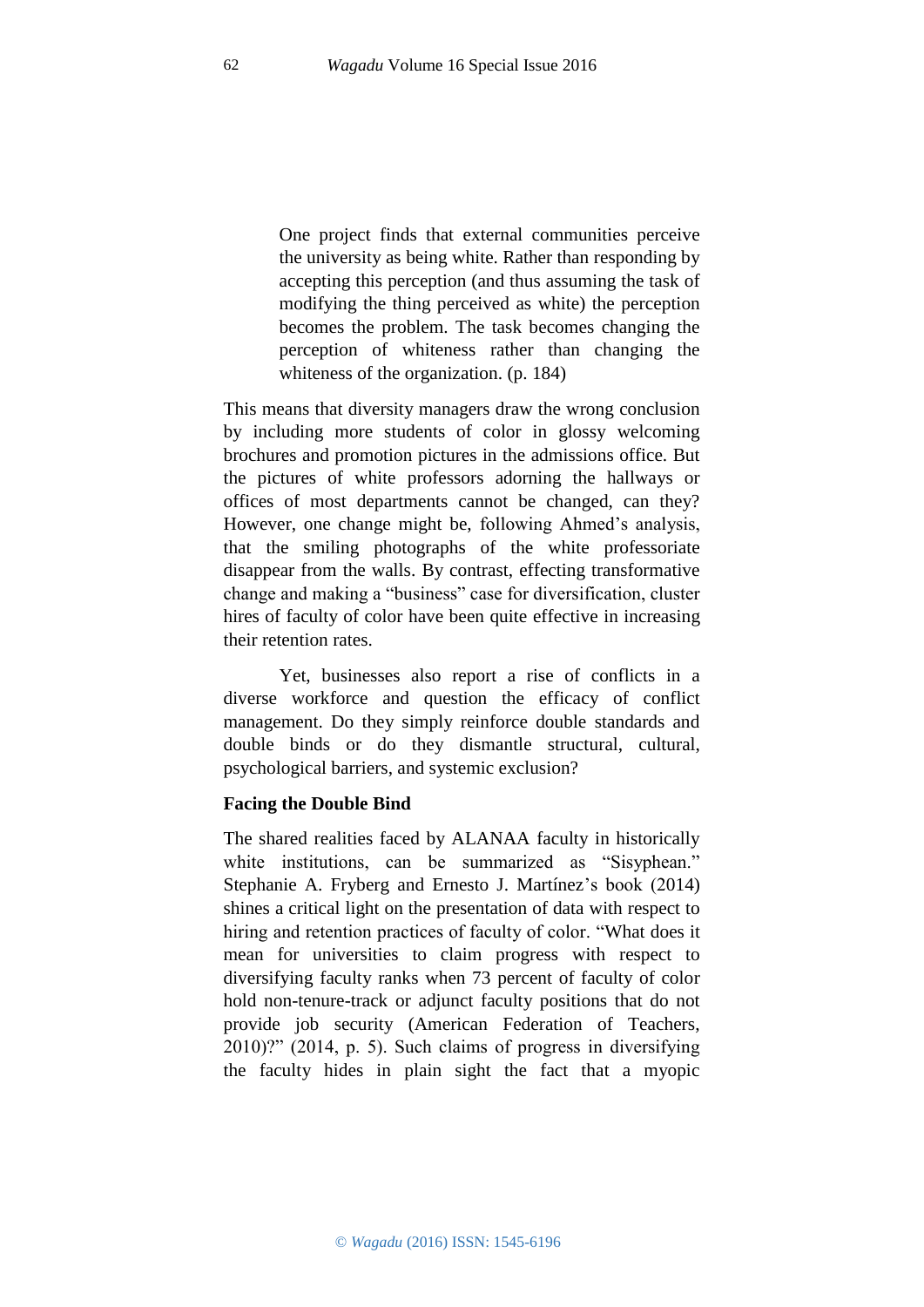> One project finds that external communities perceive the university as being white. Rather than responding by accepting this perception (and thus assuming the task of modifying the thing perceived as white) the perception becomes the problem. The task becomes changing the perception of whiteness rather than changing the whiteness of the organization. (p. 184)

This means that diversity managers draw the wrong conclusion by including more students of color in glossy welcoming brochures and promotion pictures in the admissions office. But the pictures of white professors adorning the hallways or offices of most departments cannot be changed, can they? However, one change might be, following Ahmed's analysis, that the smiling photographs of the white professoriate disappear from the walls. By contrast, effecting transformative change and making a "business" case for diversification, cluster hires of faculty of color have been quite effective in increasing their retention rates.

Yet, businesses also report a rise of conflicts in a diverse workforce and question the efficacy of conflict management. Do they simply reinforce double standards and double binds or do they dismantle structural, cultural, psychological barriers, and systemic exclusion?

**Facing the Double Bind**

The shared realities faced by ALANAA faculty in historically white institutions, can be summarized as "Sisyphean." Stephanie A. Fryberg and Ernesto J. Martínez's book (2014) shines a critical light on the presentation of data with respect to hiring and retention practices of faculty of color. "What does it mean for universities to claim progress with respect to diversifying faculty ranks when 73 percent of faculty of color hold non-tenure-track or adjunct faculty positions that do not provide job security (American Federation of Teachers, 2010)?" (2014, p. 5). Such claims of progress in diversifying the faculty hides in plain sight the fact that a myopic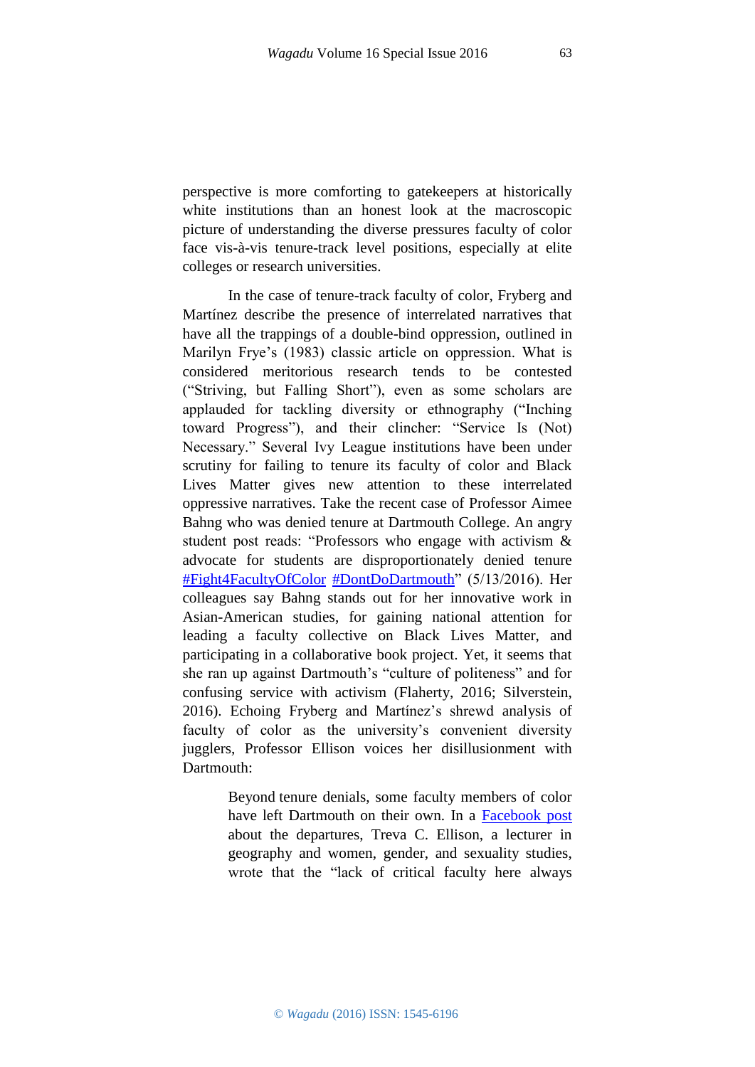perspective is more comforting to gatekeepers at historically white institutions than an honest look at the macroscopic picture of understanding the diverse pressures faculty of color face vis-à-vis tenure-track level positions, especially at elite colleges or research universities.

In the case of tenure-track faculty of color, Fryberg and Martínez describe the presence of interrelated narratives that have all the trappings of a double-bind oppression, outlined in Marilyn Frye's (1983) classic article on oppression. What is considered meritorious research tends to be contested ("Striving, but Falling Short"), even as some scholars are applauded for tackling diversity or ethnography ("Inching toward Progress"), and their clincher: "Service Is (Not) Necessary." Several Ivy League institutions have been under scrutiny for failing to tenure its faculty of color and Black Lives Matter gives new attention to these interrelated oppressive narratives. Take the recent case of Professor Aimee Bahng who was denied tenure at Dartmouth College. An angry student post reads: "Professors who engage with activism & advocate for students are disproportionately denied tenure #Fight4FacultyOfColor #DontDoDartmouth" (5/13/2016). Her colleagues say Bahng stands out for her innovative work in Asian-American studies, for gaining national attention for leading a faculty collective on Black Lives Matter, and participating in a collaborative book project. Yet, it seems that she ran up against Dartmouth's "culture of politeness" and for confusing service with activism (Flaherty, 2016; Silverstein, 2016). Echoing Fryberg and Martínez's shrewd analysis of faculty of color as the university's convenient diversity jugglers, Professor Ellison voices her disillusionment with Dartmouth:

> Beyond tenure denials, some faculty members of color have left Dartmouth on their own. In a Facebook post about the departures, Treva C. Ellison, a lecturer in geography and women, gender, and sexuality studies, wrote that the "lack of critical faculty here always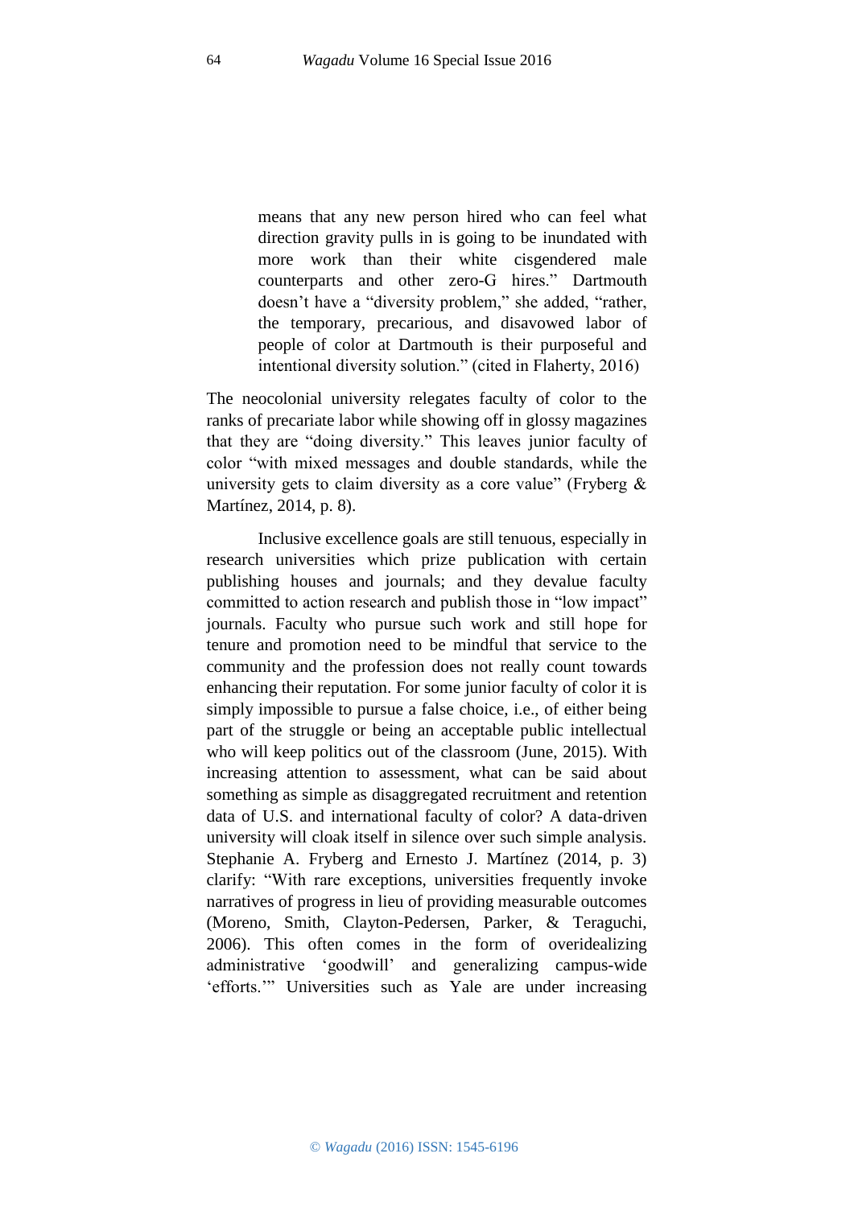> means that any new person hired who can feel what direction gravity pulls in is going to be inundated with more work than their white cisgendered male counterparts and other zero-G hires." Dartmouth doesn't have a "diversity problem," she added, "rather, the temporary, precarious, and disavowed labor of people of color at Dartmouth is their purposeful and intentional diversity solution." (cited in Flaherty, 2016)

The neocolonial university relegates faculty of color to the ranks of precariate labor while showing off in glossy magazines that they are "doing diversity." This leaves junior faculty of color "with mixed messages and double standards, while the university gets to claim diversity as a core value" (Fryberg & Martínez, 2014, p. 8).

Inclusive excellence goals are still tenuous, especially in research universities which prize publication with certain publishing houses and journals; and they devalue faculty committed to action research and publish those in "low impact" journals. Faculty who pursue such work and still hope for tenure and promotion need to be mindful that service to the community and the profession does not really count towards enhancing their reputation. For some junior faculty of color it is simply impossible to pursue a false choice, i.e., of either being part of the struggle or being an acceptable public intellectual who will keep politics out of the classroom (June, 2015). With increasing attention to assessment, what can be said about something as simple as disaggregated recruitment and retention data of U.S. and international faculty of color? A data-driven university will cloak itself in silence over such simple analysis. Stephanie A. Fryberg and Ernesto J. Martínez (2014, p. 3) clarify: "With rare exceptions, universities frequently invoke narratives of progress in lieu of providing measurable outcomes (Moreno, Smith, Clayton-Pedersen, Parker, & Teraguchi, 2006). This often comes in the form of overidealizing administrative 'goodwill' and generalizing campus-wide 'efforts.'" Universities such as Yale are under increasing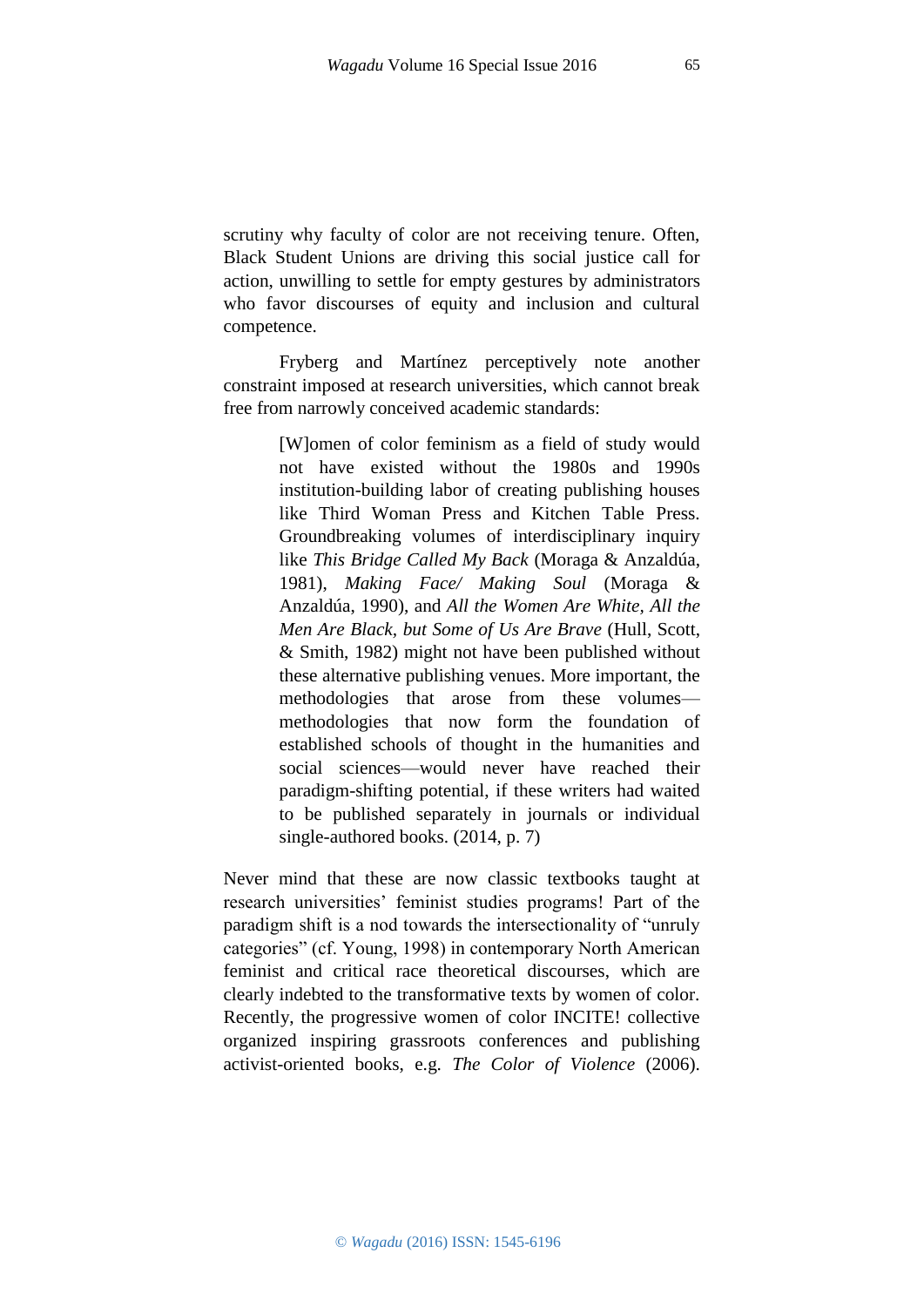scrutiny why faculty of color are not receiving tenure. Often, Black Student Unions are driving this social justice call for action, unwilling to settle for empty gestures by administrators who favor discourses of equity and inclusion and cultural competence.

Fryberg and Martínez perceptively note another constraint imposed at research universities, which cannot break free from narrowly conceived academic standards:

> [W]omen of color feminism as a field of study would not have existed without the 1980s and 1990s institution-building labor of creating publishing houses like Third Woman Press and Kitchen Table Press. Groundbreaking volumes of interdisciplinary inquiry like *This Bridge Called My Back* (Moraga & Anzaldúa, 1981), *Making Face/ Making Soul* (Moraga & Anzaldúa, 1990), and *All the Women Are White, All the Men Are Black, but Some of Us Are Brave* (Hull, Scott, & Smith, 1982) might not have been published without these alternative publishing venues. More important, the methodologies that arose from these volumes—methodologies that now form the foundation of established schools of thought in the humanities and social sciences—would never have reached their paradigm-shifting potential, if these writers had waited to be published separately in journals or individual single-authored books. (2014, p. 7)

Never mind that these are now classic textbooks taught at research universities' feminist studies programs! Part of the paradigm shift is a nod towards the intersectionality of "unruly categories" (cf. Young, 1998) in contemporary North American feminist and critical race theoretical discourses, which are clearly indebted to the transformative texts by women of color. Recently, the progressive women of color INCITE! collective organized inspiring grassroots conferences and publishing activist-oriented books, e.g. *The Color of Violence* (2006).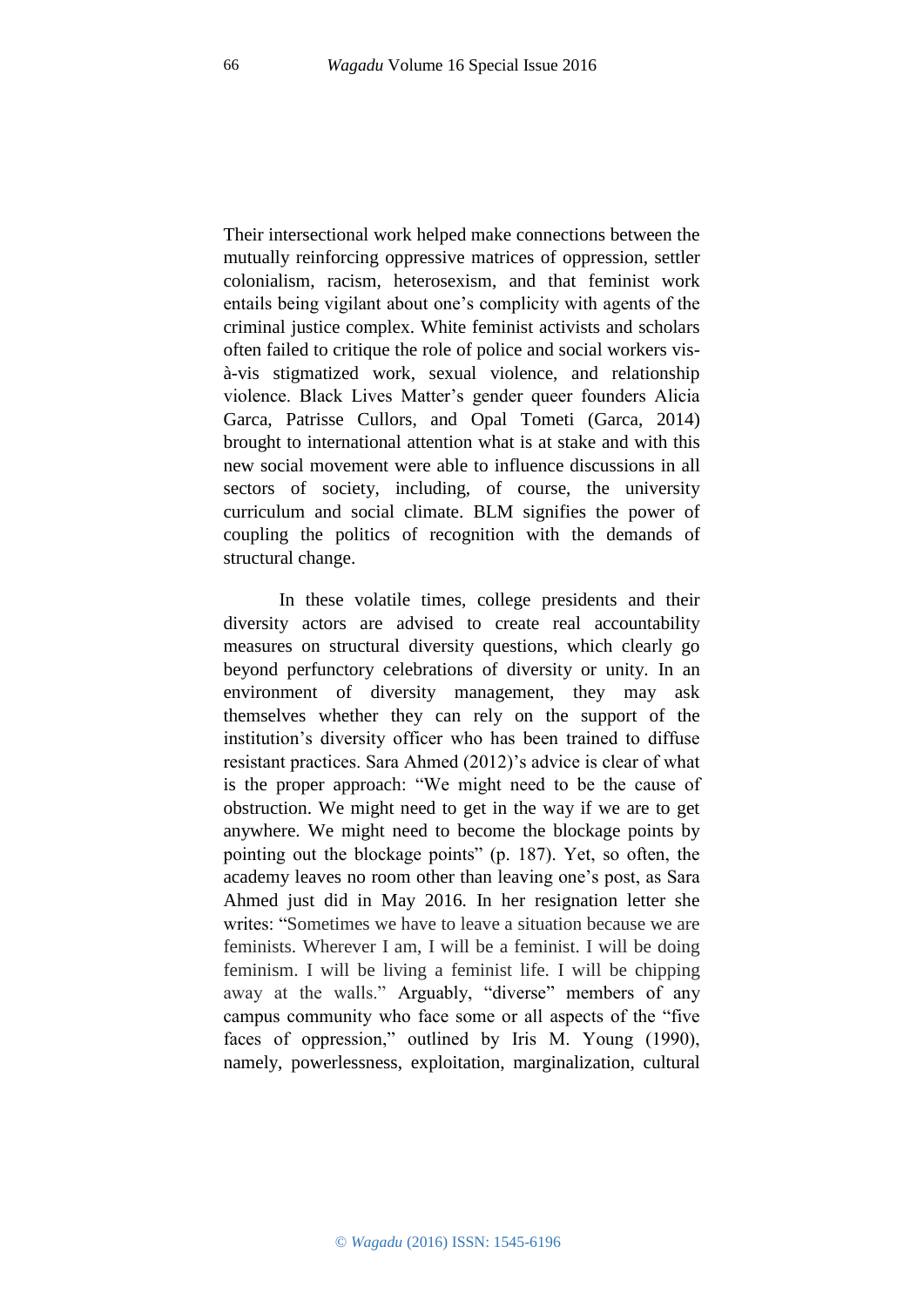Their intersectional work helped make connections between the mutually reinforcing oppressive matrices of oppression, settler colonialism, racism, heterosexism, and that feminist work entails being vigilant about one's complicity with agents of the criminal justice complex. White feminist activists and scholars often failed to critique the role of police and social workers vis-à-vis stigmatized work, sexual violence, and relationship violence. Black Lives Matter's gender queer founders Alicia Garca, Patrisse Cullors, and Opal Tometi (Garca, 2014) brought to international attention what is at stake and with this new social movement were able to influence discussions in all sectors of society, including, of course, the university curriculum and social climate. BLM signifies the power of coupling the politics of recognition with the demands of structural change.

In these volatile times, college presidents and their diversity actors are advised to create real accountability measures on structural diversity questions, which clearly go beyond perfunctory celebrations of diversity or unity. In an environment of diversity management, they may ask themselves whether they can rely on the support of the institution's diversity officer who has been trained to diffuse resistant practices. Sara Ahmed (2012)'s advice is clear of what is the proper approach: "We might need to be the cause of obstruction. We might need to get in the way if we are to get anywhere. We might need to become the blockage points by pointing out the blockage points" (p. 187). Yet, so often, the academy leaves no room other than leaving one's post, as Sara Ahmed just did in May 2016. In her resignation letter she writes: "Sometimes we have to leave a situation because we are feminists. Wherever I am, I will be a feminist. I will be doing feminism. I will be living a feminist life. I will be chipping away at the walls." Arguably, "diverse" members of any campus community who face some or all aspects of the "five faces of oppression," outlined by Iris M. Young (1990), namely, powerlessness, exploitation, marginalization, cultural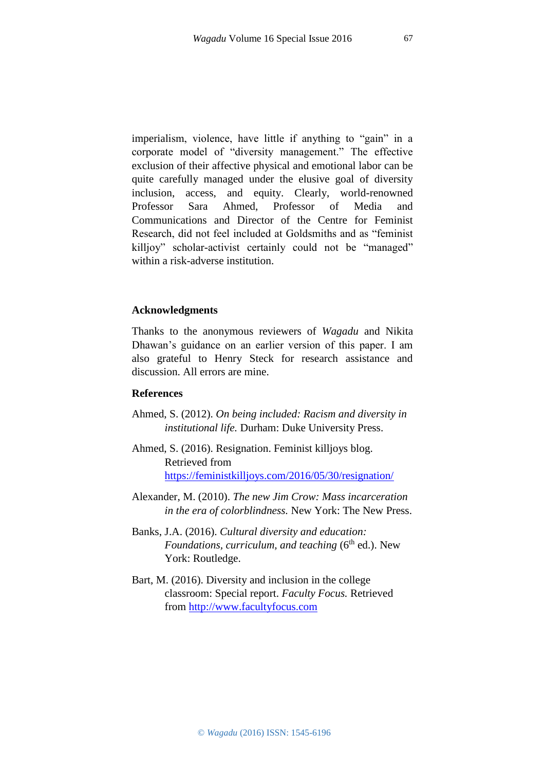imperialism, violence, have little if anything to "gain" in a corporate model of "diversity management." The effective exclusion of their affective physical and emotional labor can be quite carefully managed under the elusive goal of diversity inclusion, access, and equity. Clearly, world-renowned Professor Sara Ahmed, Professor of Media and Communications and Director of the Centre for Feminist Research, did not feel included at Goldsmiths and as "feminist killjoy" scholar-activist certainly could not be "managed" within a risk-adverse institution.

## Acknowledgments

Thanks to the anonymous reviewers of *Wagadu* and Nikita Dhawan's guidance on an earlier version of this paper. I am also grateful to Henry Steck for research assistance and discussion. All errors are mine.

## References

Ahmed, S. (2012). *On being included: Racism and diversity in institutional life.* Durham: Duke University Press.

Ahmed, S. (2016). Resignation. Feminist killjoys blog. Retrieved from https://feministkilljoys.com/2016/05/30/resignation/

Alexander, M. (2010). *The new Jim Crow: Mass incarceration in the era of colorblindness.* New York: The New Press.

Banks, J.A. (2016). *Cultural diversity and education: Foundations, curriculum, and teaching* (6th ed.). New York: Routledge.

Bart, M. (2016). Diversity and inclusion in the college classroom: Special report. *Faculty Focus.* Retrieved from http://www.facultyfocus.com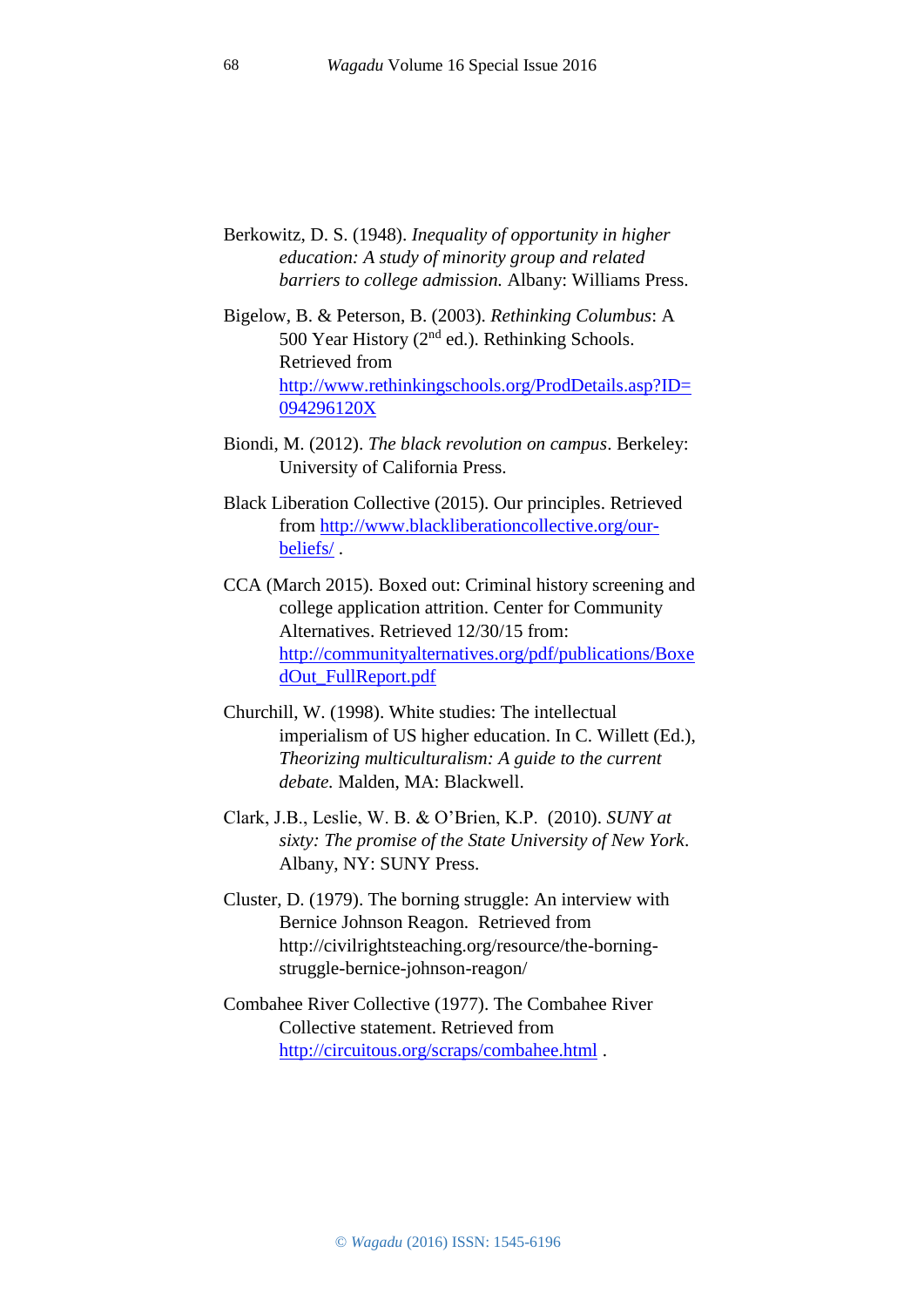Berkowitz, D. S. (1948). *Inequality of opportunity in higher education: A study of minority group and related barriers to college admission.* Albany: Williams Press.

Bigelow, B. & Peterson, B. (2003). *Rethinking Columbus*: A 500 Year History (2nd ed.). Rethinking Schools. Retrieved from http://www.rethinkingschools.org/ProdDetails.asp?ID=094296120X

Biondi, M. (2012). *The black revolution on campus*. Berkeley: University of California Press.

Black Liberation Collective (2015). Our principles. Retrieved from http://www.blackliberationcollective.org/our-beliefs/ .

CCA (March 2015). Boxed out: Criminal history screening and college application attrition. Center for Community Alternatives. Retrieved 12/30/15 from: http://communityalternatives.org/pdf/publications/BoxedOut_FullReport.pdf

Churchill, W. (1998). White studies: The intellectual imperialism of US higher education. In C. Willett (Ed.), *Theorizing multiculturalism: A guide to the current debate.* Malden, MA: Blackwell.

Clark, J.B., Leslie, W. B. & O'Brien, K.P. (2010). *SUNY at sixty: The promise of the State University of New York*. Albany, NY: SUNY Press.

Cluster, D. (1979). The borning struggle: An interview with Bernice Johnson Reagon. Retrieved from http://civilrightsteaching.org/resource/the-borning-struggle-bernice-johnson-reagon/

Combahee River Collective (1977). The Combahee River Collective statement. Retrieved from http://circuitous.org/scraps/combahee.html .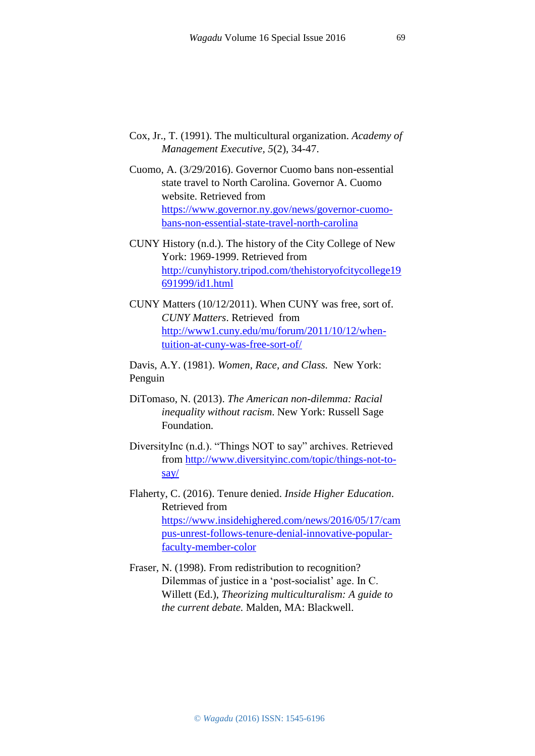Cox, Jr., T. (1991). The multicultural organization. *Academy of Management Executive, 5*(2), 34-47.

Cuomo, A. (3/29/2016). Governor Cuomo bans non-essential state travel to North Carolina. Governor A. Cuomo website. Retrieved from https://www.governor.ny.gov/news/governor-cuomo-bans-non-essential-state-travel-north-carolina

CUNY History (n.d.). The history of the City College of New York: 1969-1999. Retrieved from http://cunyhistory.tripod.com/thehistoryofcitycollege19691999/id1.html

CUNY Matters (10/12/2011). When CUNY was free, sort of. *CUNY Matters*. Retrieved from http://www1.cuny.edu/mu/forum/2011/10/12/when-tuition-at-cuny-was-free-sort-of/

Davis, A.Y. (1981). *Women, Race, and Class.* New York: Penguin

DiTomaso, N. (2013). *The American non-dilemma: Racial inequality without racism*. New York: Russell Sage Foundation.

DiversityInc (n.d.). "Things NOT to say" archives. Retrieved from http://www.diversityinc.com/topic/things-not-to-say/

Flaherty, C. (2016). Tenure denied. *Inside Higher Education*. Retrieved from https://www.insidehighered.com/news/2016/05/17/campus-unrest-follows-tenure-denial-innovative-popular-faculty-member-color

Fraser, N. (1998). From redistribution to recognition? Dilemmas of justice in a 'post-socialist' age. In C. Willett (Ed.), *Theorizing multiculturalism: A guide to the current debate.* Malden, MA: Blackwell.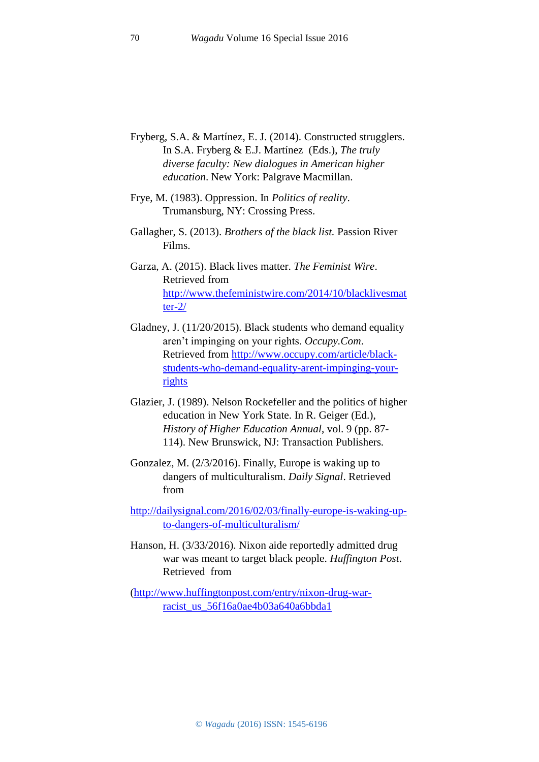Fryberg, S.A. & Martínez, E. J. (2014). Constructed strugglers. In S.A. Fryberg & E.J. Martínez (Eds.), *The truly diverse faculty: New dialogues in American higher education*. New York: Palgrave Macmillan.

Frye, M. (1983). Oppression. In *Politics of reality*. Trumansburg, NY: Crossing Press.

Gallagher, S. (2013). *Brothers of the black list.* Passion River Films.

Garza, A. (2015). Black lives matter. *The Feminist Wire*. Retrieved from http://www.thefeministwire.com/2014/10/blacklivesmatter-2/

Gladney, J. (11/20/2015). Black students who demand equality aren't impinging on your rights. *Occupy.Com*. Retrieved from http://www.occupy.com/article/black-students-who-demand-equality-arent-impinging-your-rights

Glazier, J. (1989). Nelson Rockefeller and the politics of higher education in New York State. In R. Geiger (Ed.), *History of Higher Education Annual*, vol. 9 (pp. 87-114). New Brunswick, NJ: Transaction Publishers.

Gonzalez, M. (2/3/2016). Finally, Europe is waking up to dangers of multiculturalism. *Daily Signal*. Retrieved from

http://dailysignal.com/2016/02/03/finally-europe-is-waking-up-to-dangers-of-multiculturalism/

Hanson, H. (3/33/2016). Nixon aide reportedly admitted drug war was meant to target black people. *Huffington Post*. Retrieved from

(http://www.huffingtonpost.com/entry/nixon-drug-war-racist_us_56f16a0ae4b03a640a6bbda1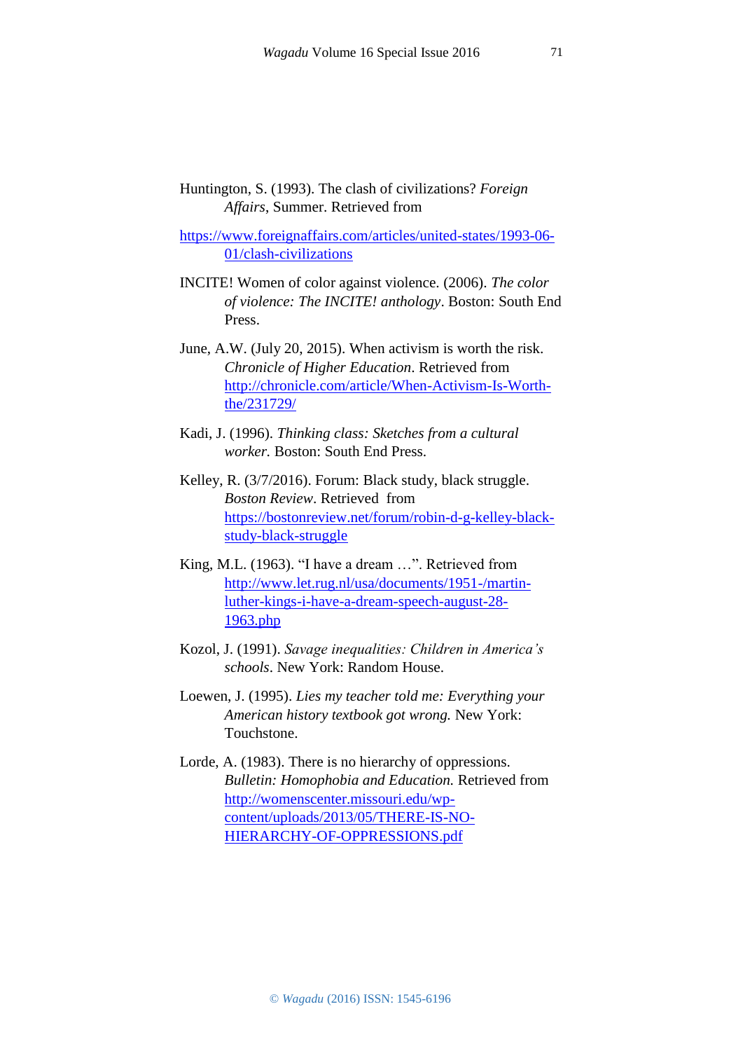Huntington, S. (1993). The clash of civilizations? *Foreign Affairs*, Summer. Retrieved from

https://www.foreignaffairs.com/articles/united-states/1993-06-01/clash-civilizations

INCITE! Women of color against violence. (2006). *The color of violence: The INCITE! anthology*. Boston: South End Press.

June, A.W. (July 20, 2015). When activism is worth the risk. *Chronicle of Higher Education*. Retrieved from http://chronicle.com/article/When-Activism-Is-Worth-the/231729/

Kadi, J. (1996). *Thinking class: Sketches from a cultural worker.* Boston: South End Press.

Kelley, R. (3/7/2016). Forum: Black study, black struggle. *Boston Review*. Retrieved from https://bostonreview.net/forum/robin-d-g-kelley-black-study-black-struggle

King, M.L. (1963). "I have a dream …". Retrieved from http://www.let.rug.nl/usa/documents/1951-/martin-luther-kings-i-have-a-dream-speech-august-28-1963.php

Kozol, J. (1991). *Savage inequalities: Children in America's schools*. New York: Random House.

Loewen, J. (1995). *Lies my teacher told me: Everything your American history textbook got wrong.* New York: Touchstone.

Lorde, A. (1983). There is no hierarchy of oppressions. *Bulletin: Homophobia and Education.* Retrieved from http://womenscenter.missouri.edu/wp-content/uploads/2013/05/THERE-IS-NO-HIERARCHY-OF-OPPRESSIONS.pdf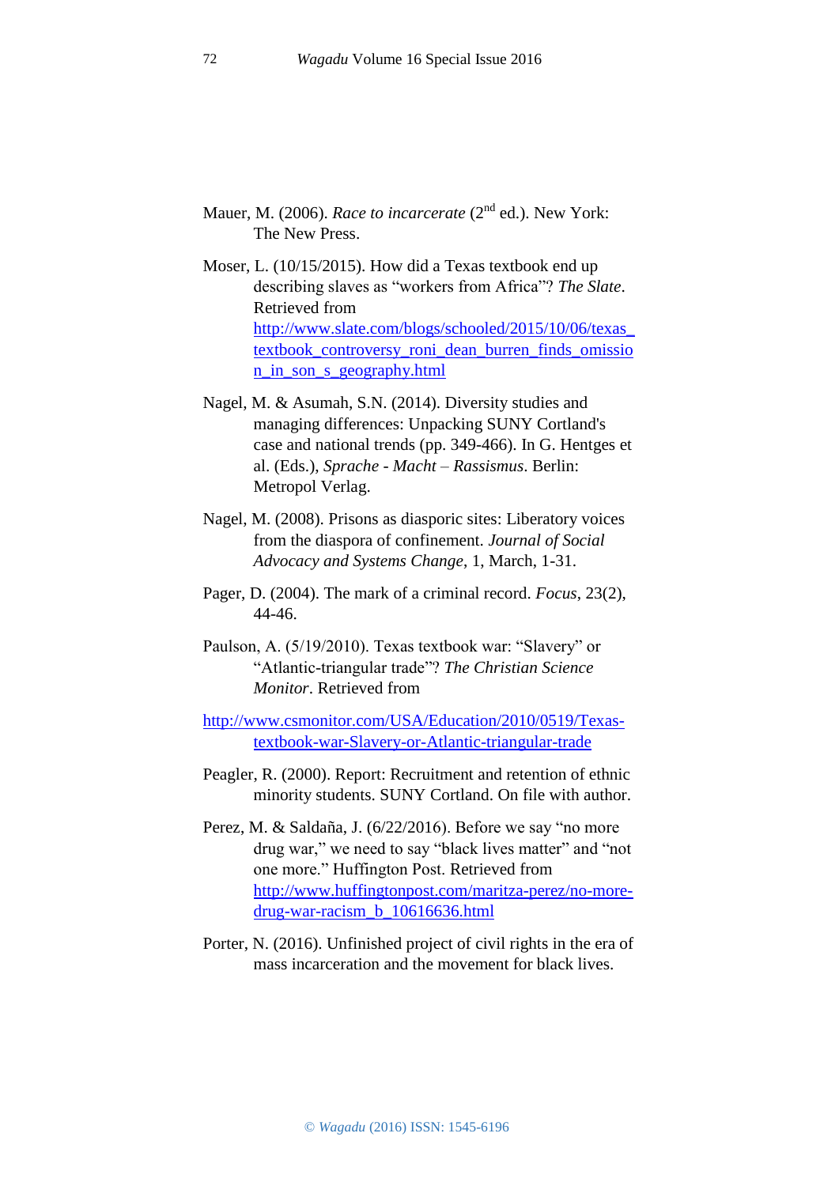Mauer, M. (2006). *Race to incarcerate* (2nd ed.). New York: The New Press.

Moser, L. (10/15/2015). How did a Texas textbook end up describing slaves as "workers from Africa"? *The Slate*. Retrieved from http://www.slate.com/blogs/schooled/2015/10/06/texas_textbook_controversy_roni_dean_burren_finds_omission_in_son_s_geography.html

Nagel, M. & Asumah, S.N. (2014). Diversity studies and managing differences: Unpacking SUNY Cortland's case and national trends (pp. 349-466). In G. Hentges et al. (Eds.), *Sprache - Macht – Rassismus*. Berlin: Metropol Verlag.

Nagel, M. (2008). Prisons as diasporic sites: Liberatory voices from the diaspora of confinement. *Journal of Social Advocacy and Systems Change*, 1, March, 1-31.

Pager, D. (2004). The mark of a criminal record. *Focus*, 23(2), 44-46.

Paulson, A. (5/19/2010). Texas textbook war: "Slavery" or "Atlantic-triangular trade"? *The Christian Science Monitor*. Retrieved from

http://www.csmonitor.com/USA/Education/2010/0519/Texas-textbook-war-Slavery-or-Atlantic-triangular-trade

Peagler, R. (2000). Report: Recruitment and retention of ethnic minority students. SUNY Cortland. On file with author.

Perez, M. & Saldaña, J. (6/22/2016). Before we say "no more drug war," we need to say "black lives matter" and "not one more." Huffington Post. Retrieved from http://www.huffingtonpost.com/maritza-perez/no-more-drug-war-racism_b_10616636.html

Porter, N. (2016). Unfinished project of civil rights in the era of mass incarceration and the movement for black lives.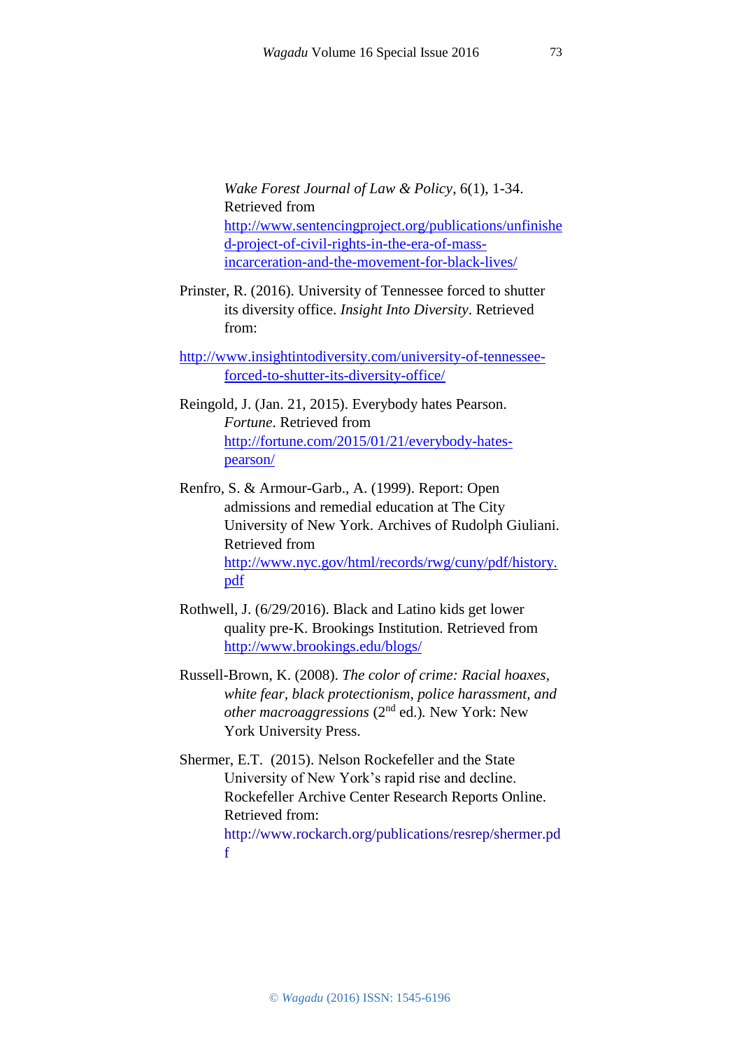*Wake Forest Journal of Law & Policy*, 6(1), 1-34. Retrieved from http://www.sentencingproject.org/publications/unfinished-project-of-civil-rights-in-the-era-of-mass-incarceration-and-the-movement-for-black-lives/

Prinster, R. (2016). University of Tennessee forced to shutter its diversity office. *Insight Into Diversity*. Retrieved from:

http://www.insightintodiversity.com/university-of-tennessee-forced-to-shutter-its-diversity-office/

Reingold, J. (Jan. 21, 2015). Everybody hates Pearson. *Fortune*. Retrieved from http://fortune.com/2015/01/21/everybody-hates-pearson/

Renfro, S. & Armour-Garb., A. (1999). Report: Open admissions and remedial education at The City University of New York. Archives of Rudolph Giuliani. Retrieved from http://www.nyc.gov/html/records/rwg/cuny/pdf/history.pdf

Rothwell, J. (6/29/2016). Black and Latino kids get lower quality pre-K. Brookings Institution. Retrieved from http://www.brookings.edu/blogs/

Russell-Brown, K. (2008). *The color of crime: Racial hoaxes, white fear, black protectionism, police harassment, and other macroaggressions* (2nd ed.). New York: New York University Press.

Shermer, E.T. (2015). Nelson Rockefeller and the State University of New York's rapid rise and decline. Rockefeller Archive Center Research Reports Online. Retrieved from: http://www.rockarch.org/publications/resrep/shermer.pdf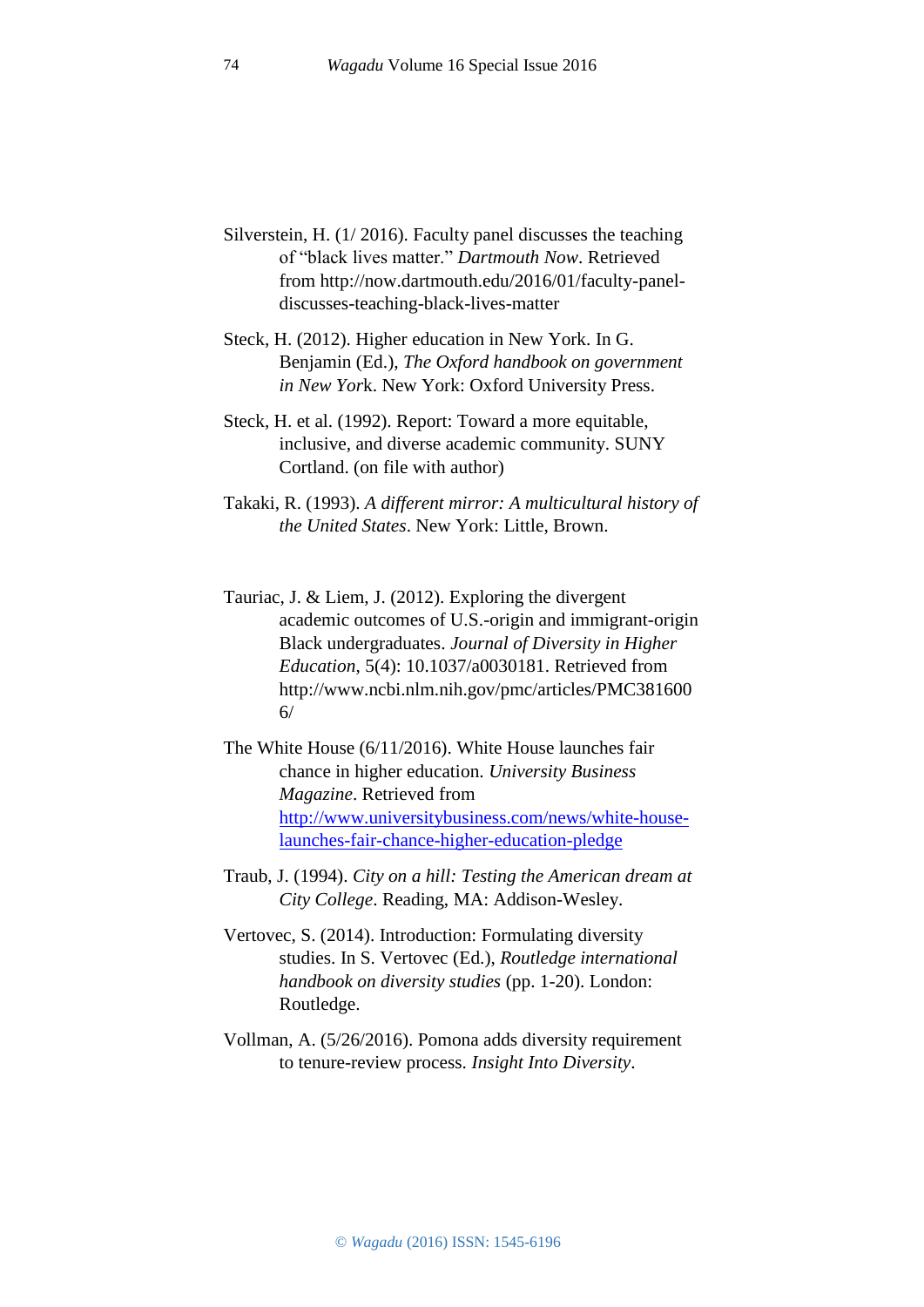Silverstein, H. (1/ 2016). Faculty panel discusses the teaching of "black lives matter." *Dartmouth Now*. Retrieved from http://now.dartmouth.edu/2016/01/faculty-panel-discusses-teaching-black-lives-matter

Steck, H. (2012). Higher education in New York. In G. Benjamin (Ed.), *The Oxford handbook on government in New York*. New York: Oxford University Press.

Steck, H. et al. (1992). Report: Toward a more equitable, inclusive, and diverse academic community. SUNY Cortland. (on file with author)

Takaki, R. (1993). *A different mirror: A multicultural history of the United States*. New York: Little, Brown.

Tauriac, J. & Liem, J. (2012). Exploring the divergent academic outcomes of U.S.-origin and immigrant-origin Black undergraduates. *Journal of Diversity in Higher Education*, 5(4): 10.1037/a0030181. Retrieved from http://www.ncbi.nlm.nih.gov/pmc/articles/PMC3816006/

The White House (6/11/2016). White House launches fair chance in higher education. *University Business Magazine*. Retrieved from http://www.universitybusiness.com/news/white-house-launches-fair-chance-higher-education-pledge

Traub, J. (1994). *City on a hill: Testing the American dream at City College*. Reading, MA: Addison-Wesley.

Vertovec, S. (2014). Introduction: Formulating diversity studies. In S. Vertovec (Ed.), *Routledge international handbook on diversity studies* (pp. 1-20). London: Routledge.

Vollman, A. (5/26/2016). Pomona adds diversity requirement to tenure-review process. *Insight Into Diversity*.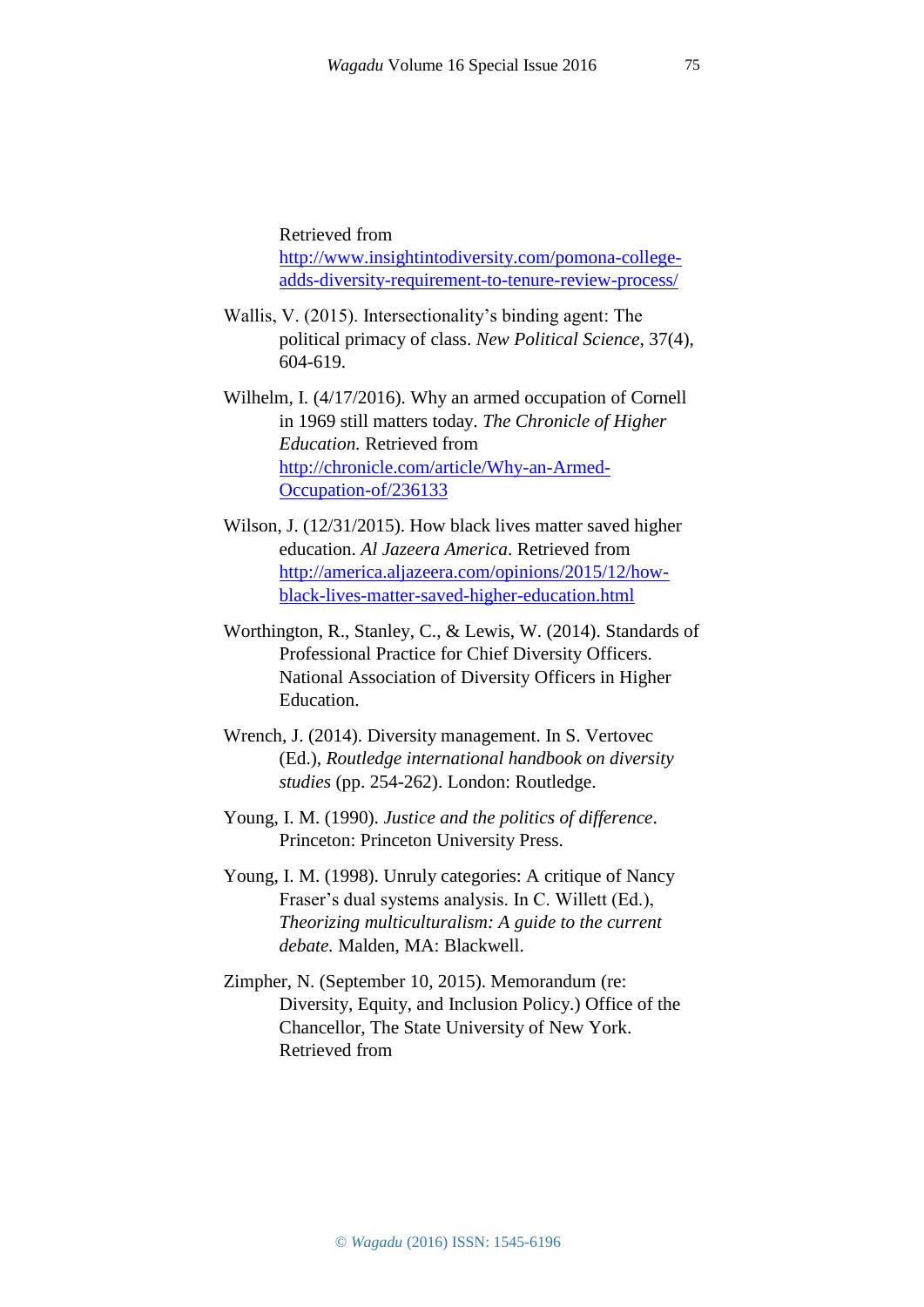Retrieved from http://www.insightintodiversity.com/pomona-college-adds-diversity-requirement-to-tenure-review-process/

Wallis, V. (2015). Intersectionality's binding agent: The political primacy of class. *New Political Science*, 37(4), 604-619.

Wilhelm, I. (4/17/2016). Why an armed occupation of Cornell in 1969 still matters today. *The Chronicle of Higher Education.* Retrieved from http://chronicle.com/article/Why-an-Armed-Occupation-of/236133

Wilson, J. (12/31/2015). How black lives matter saved higher education. *Al Jazeera America*. Retrieved from http://america.aljazeera.com/opinions/2015/12/how-black-lives-matter-saved-higher-education.html

Worthington, R., Stanley, C., & Lewis, W. (2014). Standards of Professional Practice for Chief Diversity Officers. National Association of Diversity Officers in Higher Education.

Wrench, J. (2014). Diversity management. In S. Vertovec (Ed.), *Routledge international handbook on diversity studies* (pp. 254-262). London: Routledge.

Young, I. M. (1990). *Justice and the politics of difference*. Princeton: Princeton University Press.

Young, I. M. (1998). Unruly categories: A critique of Nancy Fraser's dual systems analysis. In C. Willett (Ed.), *Theorizing multiculturalism: A guide to the current debate.* Malden, MA: Blackwell.

Zimpher, N. (September 10, 2015). Memorandum (re: Diversity, Equity, and Inclusion Policy.) Office of the Chancellor, The State University of New York. Retrieved from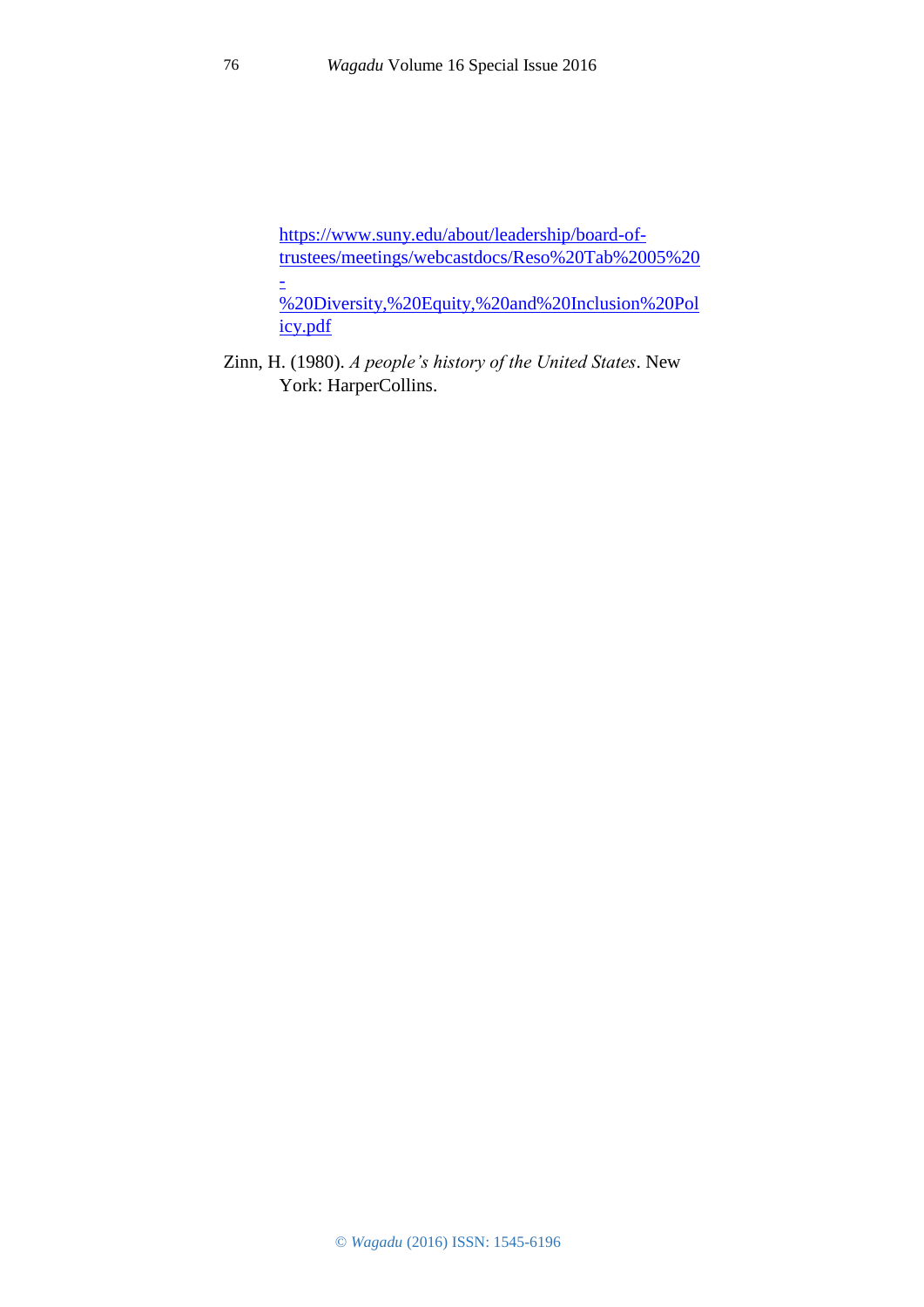https://www.suny.edu/about/leadership/board-of-trustees/meetings/webcastdocs/Reso%20Tab%2005%20-%20Diversity,%20Equity,%20and%20Inclusion%20Policy.pdf

Zinn, H. (1980). *A people's history of the United States*. New York: HarperCollins.